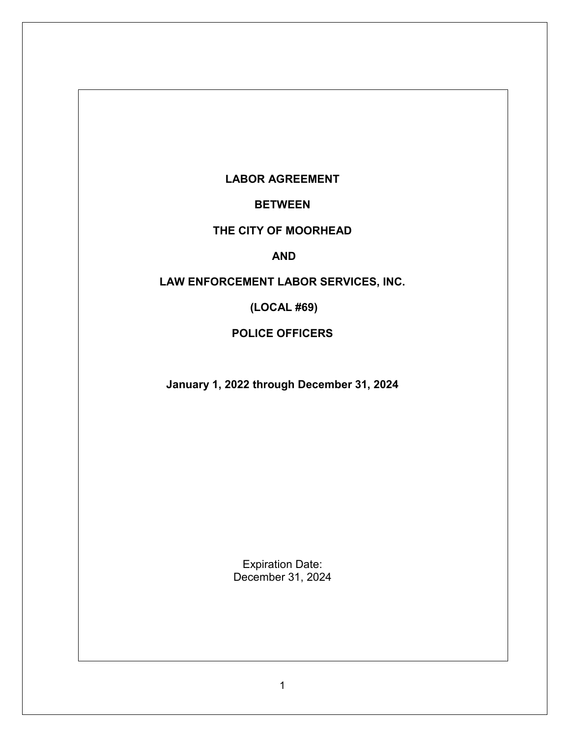**LABOR AGREEMENT**

**BETWEEN**

**THE CITY OF MOORHEAD**

**AND**

**LAW ENFORCEMENT LABOR SERVICES, INC.**

**(LOCAL #69)**

**POLICE OFFICERS**

**January 1, 2022 through December 31, 2024**

Expiration Date:
December 31, 2024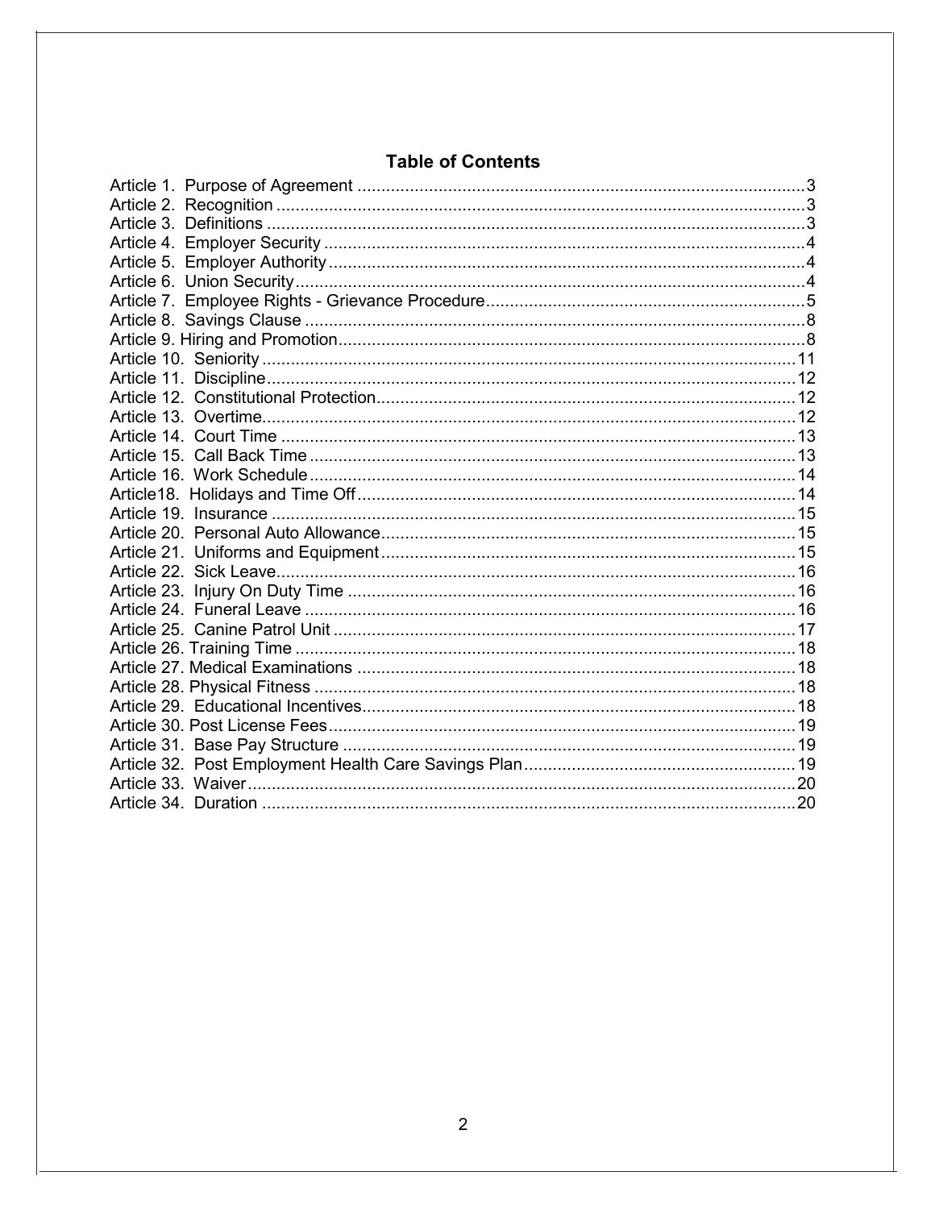## Table of Contents

Article 1. Purpose of Agreement ....................................................................................3
Article 2. Recognition ....................................................................................................3
Article 3. Definitions ......................................................................................................3
Article 4. Employer Security ..........................................................................................4
Article 5. Employer Authority .........................................................................................4
Article 6. Union Security ................................................................................................4
Article 7. Employee Rights - Grievance Procedure ........................................................5
Article 8. Savings Clause ...............................................................................................8
Article 9. Hiring and Promotion .......................................................................................8
Article 10. Seniority ......................................................................................................11
Article 11. Discipline .....................................................................................................12
Article 12. Constitutional Protection ..............................................................................12
Article 13. Overtime ......................................................................................................12
Article 14. Court Time ...................................................................................................13
Article 15. Call Back Time .............................................................................................13
Article 16. Work Schedule .............................................................................................14
Article18. Holidays and Time Off ...................................................................................14
Article 19. Insurance .....................................................................................................15
Article 20. Personal Auto Allowance ..............................................................................15
Article 21. Uniforms and Equipment ..............................................................................15
Article 22. Sick Leave ....................................................................................................16
Article 23. Injury On Duty Time .....................................................................................16
Article 24. Funeral Leave ..............................................................................................16
Article 25. Canine Patrol Unit ........................................................................................17
Article 26. Training Time ...............................................................................................18
Article 27. Medical Examinations ..................................................................................18
Article 28. Physical Fitness ...........................................................................................18
Article 29. Educational Incentives ..................................................................................18
Article 30. Post License Fees ........................................................................................19
Article 31. Base Pay Structure .......................................................................................19
Article 32. Post Employment Health Care Savings Plan ..................................................19
Article 33. Waiver ..........................................................................................................20
Article 34. Duration .......................................................................................................20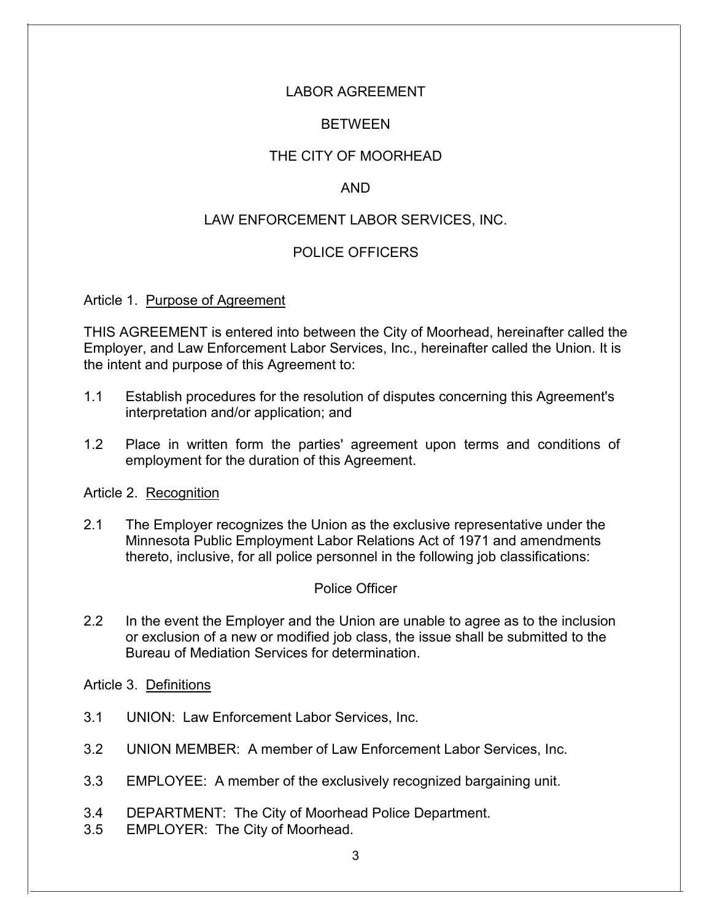# LABOR AGREEMENT

# BETWEEN

# THE CITY OF MOORHEAD

# AND

# LAW ENFORCEMENT LABOR SERVICES, INC.

# POLICE OFFICERS

## Article 1. Purpose of Agreement

THIS AGREEMENT is entered into between the City of Moorhead, hereinafter called the Employer, and Law Enforcement Labor Services, Inc., hereinafter called the Union. It is the intent and purpose of this Agreement to:

1.1 Establish procedures for the resolution of disputes concerning this Agreement's interpretation and/or application; and

1.2 Place in written form the parties' agreement upon terms and conditions of employment for the duration of this Agreement.

## Article 2. Recognition

2.1 The Employer recognizes the Union as the exclusive representative under the Minnesota Public Employment Labor Relations Act of 1971 and amendments thereto, inclusive, for all police personnel in the following job classifications:

Police Officer

2.2 In the event the Employer and the Union are unable to agree as to the inclusion or exclusion of a new or modified job class, the issue shall be submitted to the Bureau of Mediation Services for determination.

## Article 3. Definitions

3.1 UNION: Law Enforcement Labor Services, Inc.

3.2 UNION MEMBER: A member of Law Enforcement Labor Services, Inc.

3.3 EMPLOYEE: A member of the exclusively recognized bargaining unit.

3.4 DEPARTMENT: The City of Moorhead Police Department.

3.5 EMPLOYER: The City of Moorhead.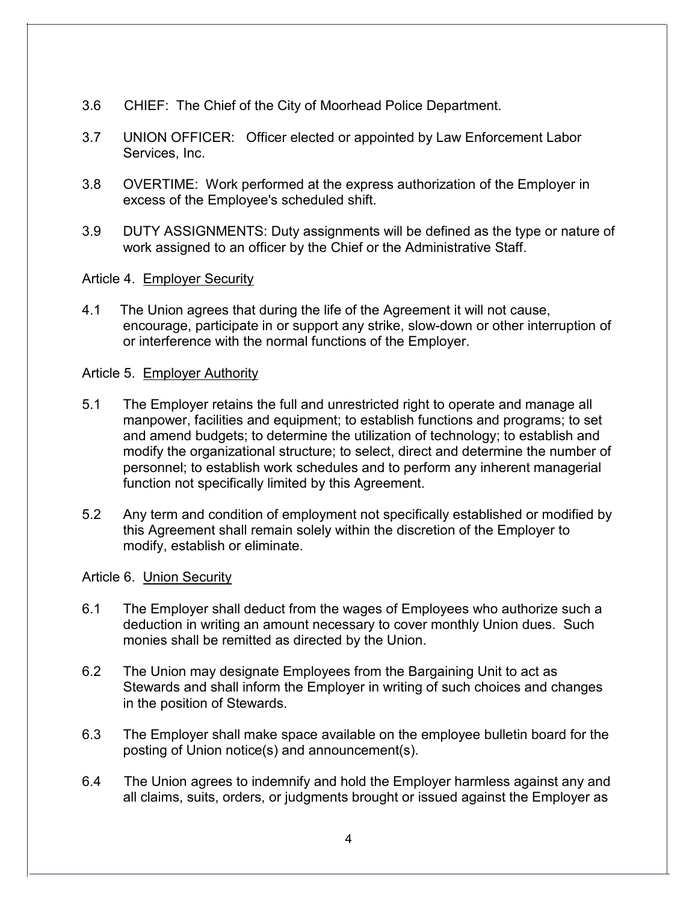3.6 CHIEF: The Chief of the City of Moorhead Police Department.

3.7 UNION OFFICER: Officer elected or appointed by Law Enforcement Labor Services, Inc.

3.8 OVERTIME: Work performed at the express authorization of the Employer in excess of the Employee's scheduled shift.

3.9 DUTY ASSIGNMENTS: Duty assignments will be defined as the type or nature of work assigned to an officer by the Chief or the Administrative Staff.

Article 4. Employer Security

4.1 The Union agrees that during the life of the Agreement it will not cause, encourage, participate in or support any strike, slow-down or other interruption of or interference with the normal functions of the Employer.

Article 5. Employer Authority

5.1 The Employer retains the full and unrestricted right to operate and manage all manpower, facilities and equipment; to establish functions and programs; to set and amend budgets; to determine the utilization of technology; to establish and modify the organizational structure; to select, direct and determine the number of personnel; to establish work schedules and to perform any inherent managerial function not specifically limited by this Agreement.

5.2 Any term and condition of employment not specifically established or modified by this Agreement shall remain solely within the discretion of the Employer to modify, establish or eliminate.

Article 6. Union Security

6.1 The Employer shall deduct from the wages of Employees who authorize such a deduction in writing an amount necessary to cover monthly Union dues. Such monies shall be remitted as directed by the Union.

6.2 The Union may designate Employees from the Bargaining Unit to act as Stewards and shall inform the Employer in writing of such choices and changes in the position of Stewards.

6.3 The Employer shall make space available on the employee bulletin board for the posting of Union notice(s) and announcement(s).

6.4 The Union agrees to indemnify and hold the Employer harmless against any and all claims, suits, orders, or judgments brought or issued against the Employer as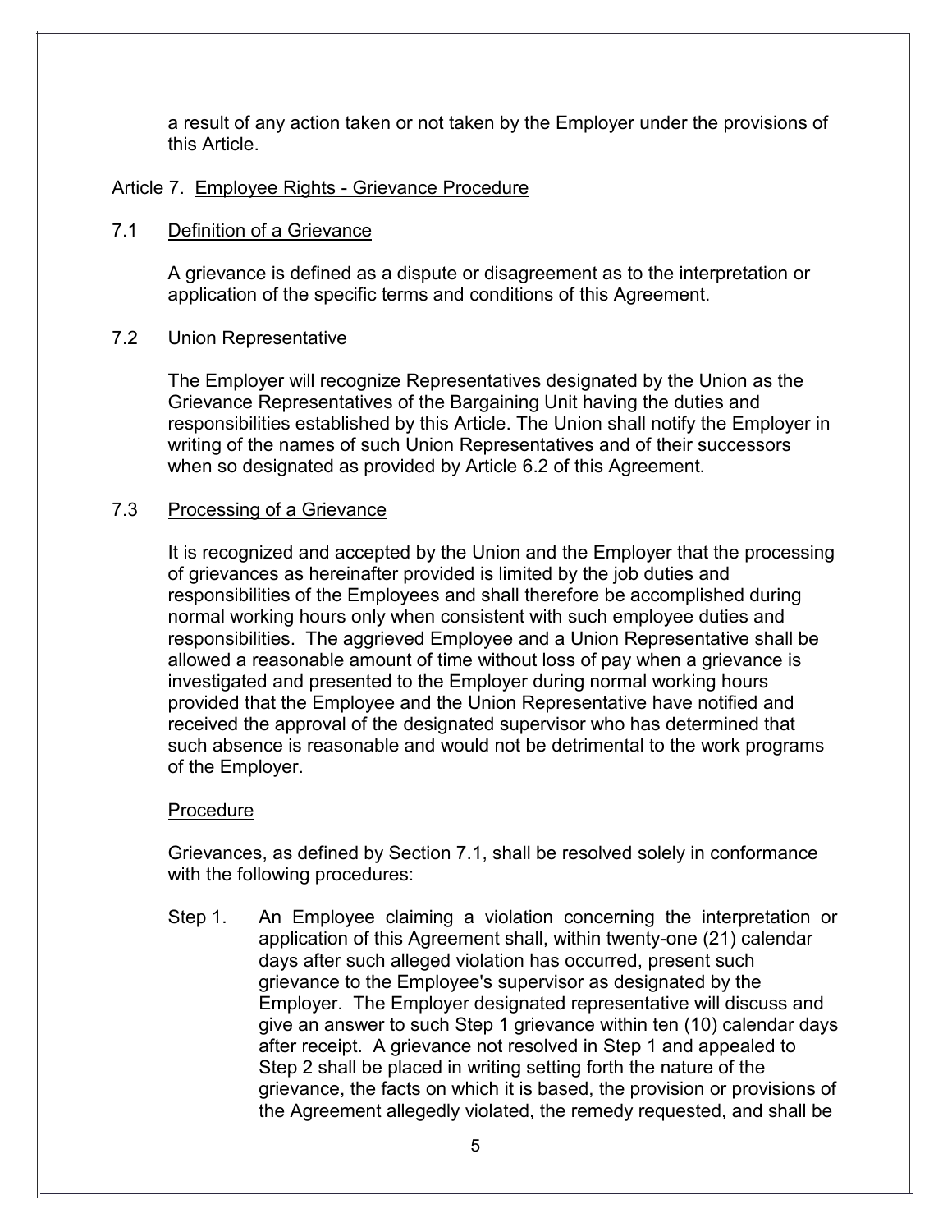a result of any action taken or not taken by the Employer under the provisions of this Article.

## Article 7. Employee Rights - Grievance Procedure

### 7.1 Definition of a Grievance

A grievance is defined as a dispute or disagreement as to the interpretation or application of the specific terms and conditions of this Agreement.

### 7.2 Union Representative

The Employer will recognize Representatives designated by the Union as the Grievance Representatives of the Bargaining Unit having the duties and responsibilities established by this Article. The Union shall notify the Employer in writing of the names of such Union Representatives and of their successors when so designated as provided by Article 6.2 of this Agreement.

### 7.3 Processing of a Grievance

It is recognized and accepted by the Union and the Employer that the processing of grievances as hereinafter provided is limited by the job duties and responsibilities of the Employees and shall therefore be accomplished during normal working hours only when consistent with such employee duties and responsibilities. The aggrieved Employee and a Union Representative shall be allowed a reasonable amount of time without loss of pay when a grievance is investigated and presented to the Employer during normal working hours provided that the Employee and the Union Representative have notified and received the approval of the designated supervisor who has determined that such absence is reasonable and would not be detrimental to the work programs of the Employer.

#### Procedure

Grievances, as defined by Section 7.1, shall be resolved solely in conformance with the following procedures:

Step 1. An Employee claiming a violation concerning the interpretation or application of this Agreement shall, within twenty-one (21) calendar days after such alleged violation has occurred, present such grievance to the Employee's supervisor as designated by the Employer. The Employer designated representative will discuss and give an answer to such Step 1 grievance within ten (10) calendar days after receipt. A grievance not resolved in Step 1 and appealed to Step 2 shall be placed in writing setting forth the nature of the grievance, the facts on which it is based, the provision or provisions of the Agreement allegedly violated, the remedy requested, and shall be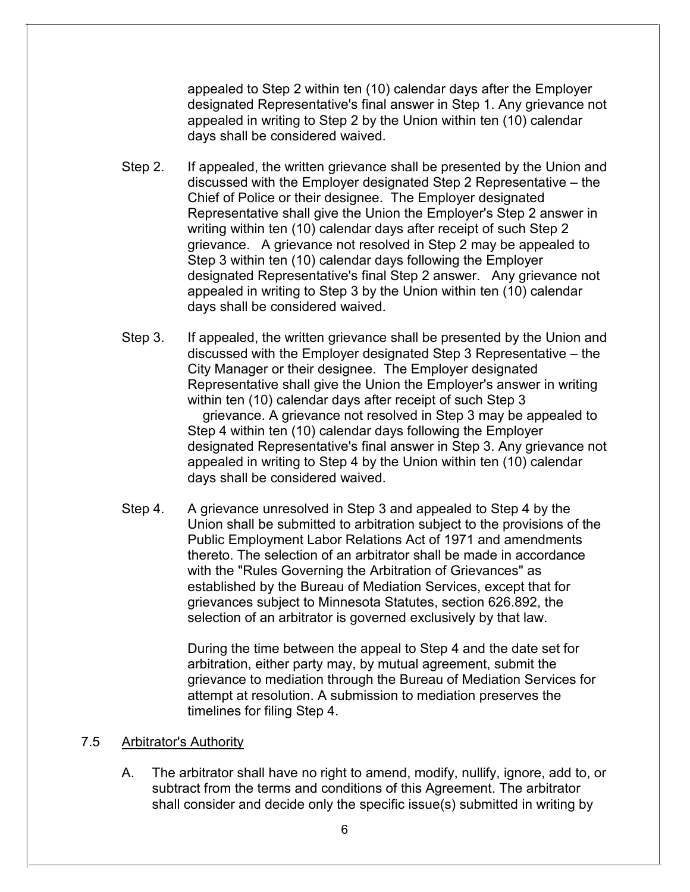appealed to Step 2 within ten (10) calendar days after the Employer designated Representative's final answer in Step 1. Any grievance not appealed in writing to Step 2 by the Union within ten (10) calendar days shall be considered waived.

Step 2. If appealed, the written grievance shall be presented by the Union and discussed with the Employer designated Step 2 Representative – the Chief of Police or their designee. The Employer designated Representative shall give the Union the Employer's Step 2 answer in writing within ten (10) calendar days after receipt of such Step 2 grievance. A grievance not resolved in Step 2 may be appealed to Step 3 within ten (10) calendar days following the Employer designated Representative's final Step 2 answer. Any grievance not appealed in writing to Step 3 by the Union within ten (10) calendar days shall be considered waived.

Step 3. If appealed, the written grievance shall be presented by the Union and discussed with the Employer designated Step 3 Representative – the City Manager or their designee. The Employer designated Representative shall give the Union the Employer's answer in writing within ten (10) calendar days after receipt of such Step 3 grievance. A grievance not resolved in Step 3 may be appealed to Step 4 within ten (10) calendar days following the Employer designated Representative's final answer in Step 3. Any grievance not appealed in writing to Step 4 by the Union within ten (10) calendar days shall be considered waived.

Step 4. A grievance unresolved in Step 3 and appealed to Step 4 by the Union shall be submitted to arbitration subject to the provisions of the Public Employment Labor Relations Act of 1971 and amendments thereto. The selection of an arbitrator shall be made in accordance with the "Rules Governing the Arbitration of Grievances" as established by the Bureau of Mediation Services, except that for grievances subject to Minnesota Statutes, section 626.892, the selection of an arbitrator is governed exclusively by that law.

During the time between the appeal to Step 4 and the date set for arbitration, either party may, by mutual agreement, submit the grievance to mediation through the Bureau of Mediation Services for attempt at resolution. A submission to mediation preserves the timelines for filing Step 4.

## 7.5 Arbitrator's Authority

A. The arbitrator shall have no right to amend, modify, nullify, ignore, add to, or subtract from the terms and conditions of this Agreement. The arbitrator shall consider and decide only the specific issue(s) submitted in writing by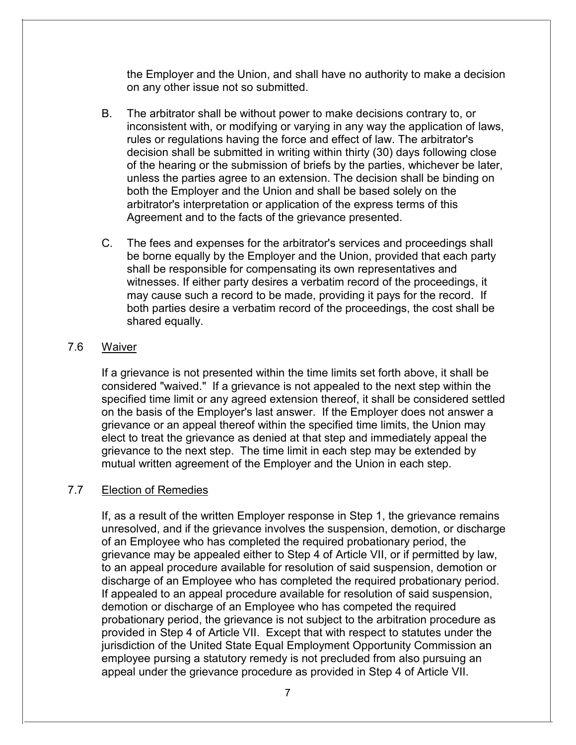the Employer and the Union, and shall have no authority to make a decision on any other issue not so submitted.

B. The arbitrator shall be without power to make decisions contrary to, or inconsistent with, or modifying or varying in any way the application of laws, rules or regulations having the force and effect of law. The arbitrator's decision shall be submitted in writing within thirty (30) days following close of the hearing or the submission of briefs by the parties, whichever be later, unless the parties agree to an extension. The decision shall be binding on both the Employer and the Union and shall be based solely on the arbitrator's interpretation or application of the express terms of this Agreement and to the facts of the grievance presented.

C. The fees and expenses for the arbitrator's services and proceedings shall be borne equally by the Employer and the Union, provided that each party shall be responsible for compensating its own representatives and witnesses. If either party desires a verbatim record of the proceedings, it may cause such a record to be made, providing it pays for the record. If both parties desire a verbatim record of the proceedings, the cost shall be shared equally.

## 7.6 Waiver

If a grievance is not presented within the time limits set forth above, it shall be considered "waived." If a grievance is not appealed to the next step within the specified time limit or any agreed extension thereof, it shall be considered settled on the basis of the Employer's last answer. If the Employer does not answer a grievance or an appeal thereof within the specified time limits, the Union may elect to treat the grievance as denied at that step and immediately appeal the grievance to the next step. The time limit in each step may be extended by mutual written agreement of the Employer and the Union in each step.

## 7.7 Election of Remedies

If, as a result of the written Employer response in Step 1, the grievance remains unresolved, and if the grievance involves the suspension, demotion, or discharge of an Employee who has completed the required probationary period, the grievance may be appealed either to Step 4 of Article VII, or if permitted by law, to an appeal procedure available for resolution of said suspension, demotion or discharge of an Employee who has completed the required probationary period. If appealed to an appeal procedure available for resolution of said suspension, demotion or discharge of an Employee who has competed the required probationary period, the grievance is not subject to the arbitration procedure as provided in Step 4 of Article VII. Except that with respect to statutes under the jurisdiction of the United State Equal Employment Opportunity Commission an employee pursing a statutory remedy is not precluded from also pursuing an appeal under the grievance procedure as provided in Step 4 of Article VII.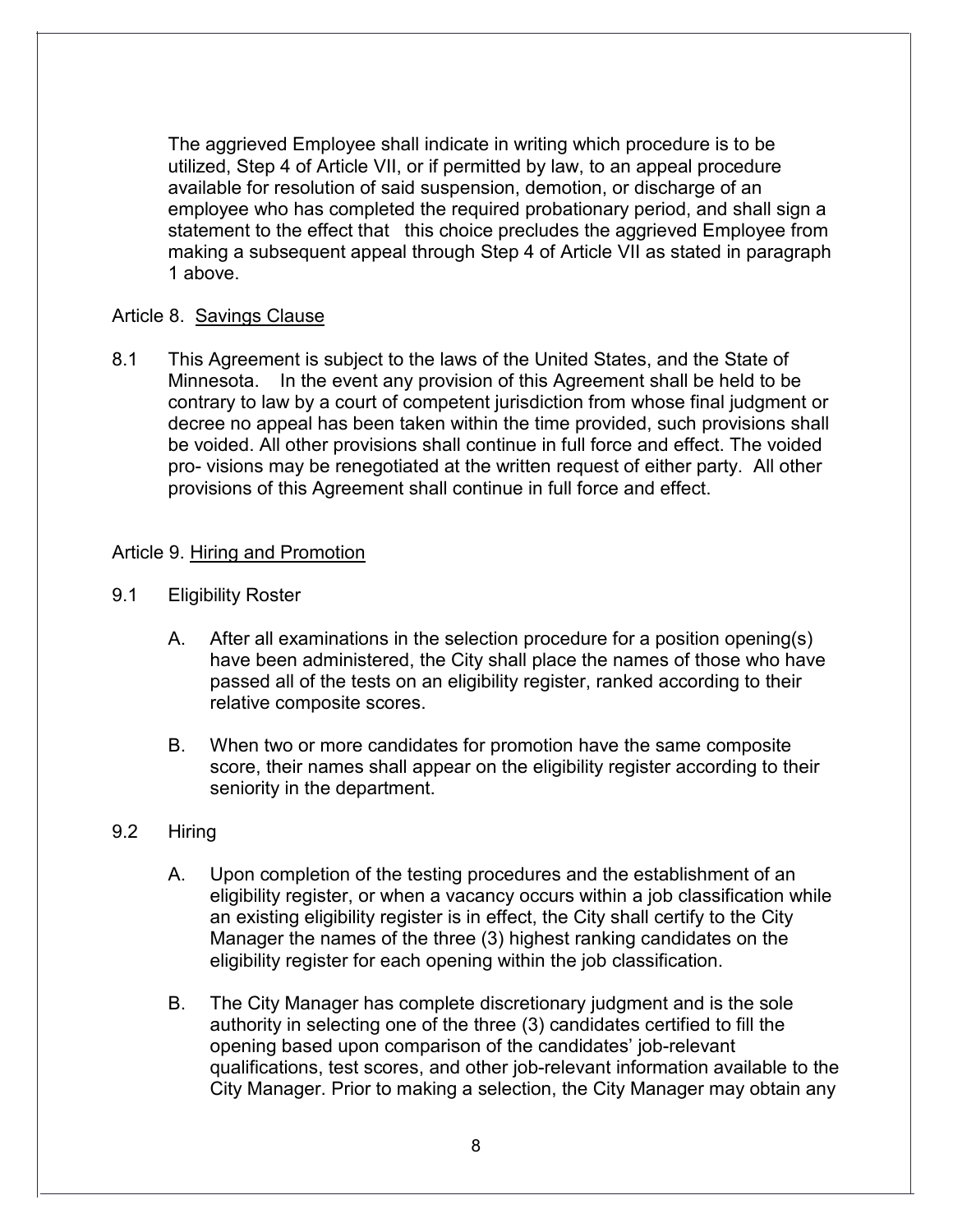The aggrieved Employee shall indicate in writing which procedure is to be utilized, Step 4 of Article VII, or if permitted by law, to an appeal procedure available for resolution of said suspension, demotion, or discharge of an employee who has completed the required probationary period, and shall sign a statement to the effect that this choice precludes the aggrieved Employee from making a subsequent appeal through Step 4 of Article VII as stated in paragraph 1 above.

## Article 8. Savings Clause

8.1 This Agreement is subject to the laws of the United States, and the State of Minnesota. In the event any provision of this Agreement shall be held to be contrary to law by a court of competent jurisdiction from whose final judgment or decree no appeal has been taken within the time provided, such provisions shall be voided. All other provisions shall continue in full force and effect. The voided pro- visions may be renegotiated at the written request of either party. All other provisions of this Agreement shall continue in full force and effect.

## Article 9. Hiring and Promotion

9.1 Eligibility Roster

A. After all examinations in the selection procedure for a position opening(s) have been administered, the City shall place the names of those who have passed all of the tests on an eligibility register, ranked according to their relative composite scores.

B. When two or more candidates for promotion have the same composite score, their names shall appear on the eligibility register according to their seniority in the department.

9.2 Hiring

A. Upon completion of the testing procedures and the establishment of an eligibility register, or when a vacancy occurs within a job classification while an existing eligibility register is in effect, the City shall certify to the City Manager the names of the three (3) highest ranking candidates on the eligibility register for each opening within the job classification.

B. The City Manager has complete discretionary judgment and is the sole authority in selecting one of the three (3) candidates certified to fill the opening based upon comparison of the candidates' job-relevant qualifications, test scores, and other job-relevant information available to the City Manager. Prior to making a selection, the City Manager may obtain any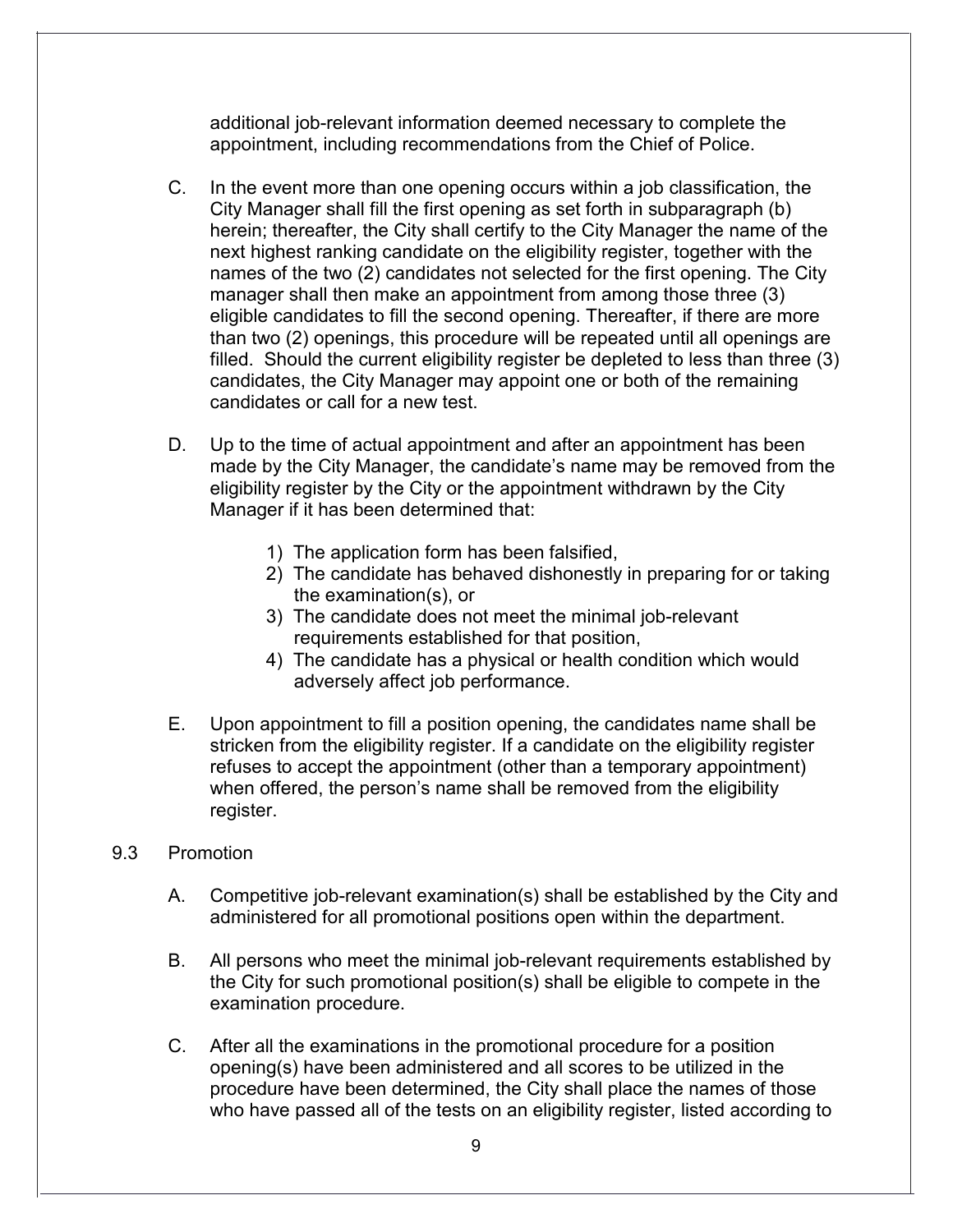additional job-relevant information deemed necessary to complete the appointment, including recommendations from the Chief of Police.

C. In the event more than one opening occurs within a job classification, the City Manager shall fill the first opening as set forth in subparagraph (b) herein; thereafter, the City shall certify to the City Manager the name of the next highest ranking candidate on the eligibility register, together with the names of the two (2) candidates not selected for the first opening. The City manager shall then make an appointment from among those three (3) eligible candidates to fill the second opening. Thereafter, if there are more than two (2) openings, this procedure will be repeated until all openings are filled. Should the current eligibility register be depleted to less than three (3) candidates, the City Manager may appoint one or both of the remaining candidates or call for a new test.

D. Up to the time of actual appointment and after an appointment has been made by the City Manager, the candidate's name may be removed from the eligibility register by the City or the appointment withdrawn by the City Manager if it has been determined that:

1) The application form has been falsified,
2) The candidate has behaved dishonestly in preparing for or taking the examination(s), or
3) The candidate does not meet the minimal job-relevant requirements established for that position,
4) The candidate has a physical or health condition which would adversely affect job performance.

E. Upon appointment to fill a position opening, the candidates name shall be stricken from the eligibility register. If a candidate on the eligibility register refuses to accept the appointment (other than a temporary appointment) when offered, the person's name shall be removed from the eligibility register.

9.3 Promotion

A. Competitive job-relevant examination(s) shall be established by the City and administered for all promotional positions open within the department.

B. All persons who meet the minimal job-relevant requirements established by the City for such promotional position(s) shall be eligible to compete in the examination procedure.

C. After all the examinations in the promotional procedure for a position opening(s) have been administered and all scores to be utilized in the procedure have been determined, the City shall place the names of those who have passed all of the tests on an eligibility register, listed according to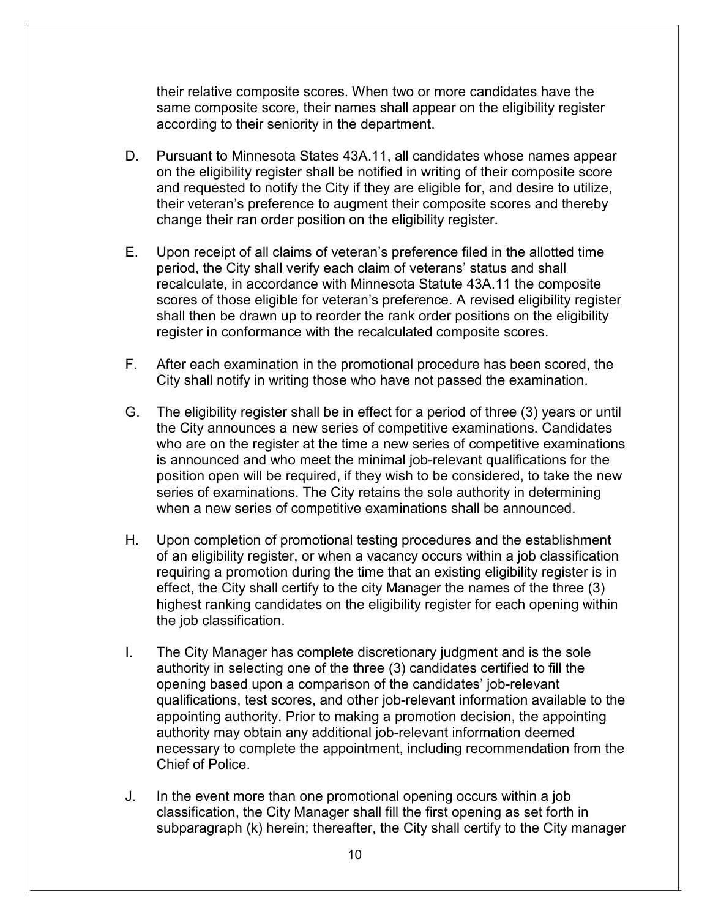their relative composite scores. When two or more candidates have the same composite score, their names shall appear on the eligibility register according to their seniority in the department.

D. Pursuant to Minnesota States 43A.11, all candidates whose names appear on the eligibility register shall be notified in writing of their composite score and requested to notify the City if they are eligible for, and desire to utilize, their veteran's preference to augment their composite scores and thereby change their ran order position on the eligibility register.

E. Upon receipt of all claims of veteran's preference filed in the allotted time period, the City shall verify each claim of veterans' status and shall recalculate, in accordance with Minnesota Statute 43A.11 the composite scores of those eligible for veteran's preference. A revised eligibility register shall then be drawn up to reorder the rank order positions on the eligibility register in conformance with the recalculated composite scores.

F. After each examination in the promotional procedure has been scored, the City shall notify in writing those who have not passed the examination.

G. The eligibility register shall be in effect for a period of three (3) years or until the City announces a new series of competitive examinations. Candidates who are on the register at the time a new series of competitive examinations is announced and who meet the minimal job-relevant qualifications for the position open will be required, if they wish to be considered, to take the new series of examinations. The City retains the sole authority in determining when a new series of competitive examinations shall be announced.

H. Upon completion of promotional testing procedures and the establishment of an eligibility register, or when a vacancy occurs within a job classification requiring a promotion during the time that an existing eligibility register is in effect, the City shall certify to the city Manager the names of the three (3) highest ranking candidates on the eligibility register for each opening within the job classification.

I. The City Manager has complete discretionary judgment and is the sole authority in selecting one of the three (3) candidates certified to fill the opening based upon a comparison of the candidates' job-relevant qualifications, test scores, and other job-relevant information available to the appointing authority. Prior to making a promotion decision, the appointing authority may obtain any additional job-relevant information deemed necessary to complete the appointment, including recommendation from the Chief of Police.

J. In the event more than one promotional opening occurs within a job classification, the City Manager shall fill the first opening as set forth in subparagraph (k) herein; thereafter, the City shall certify to the City manager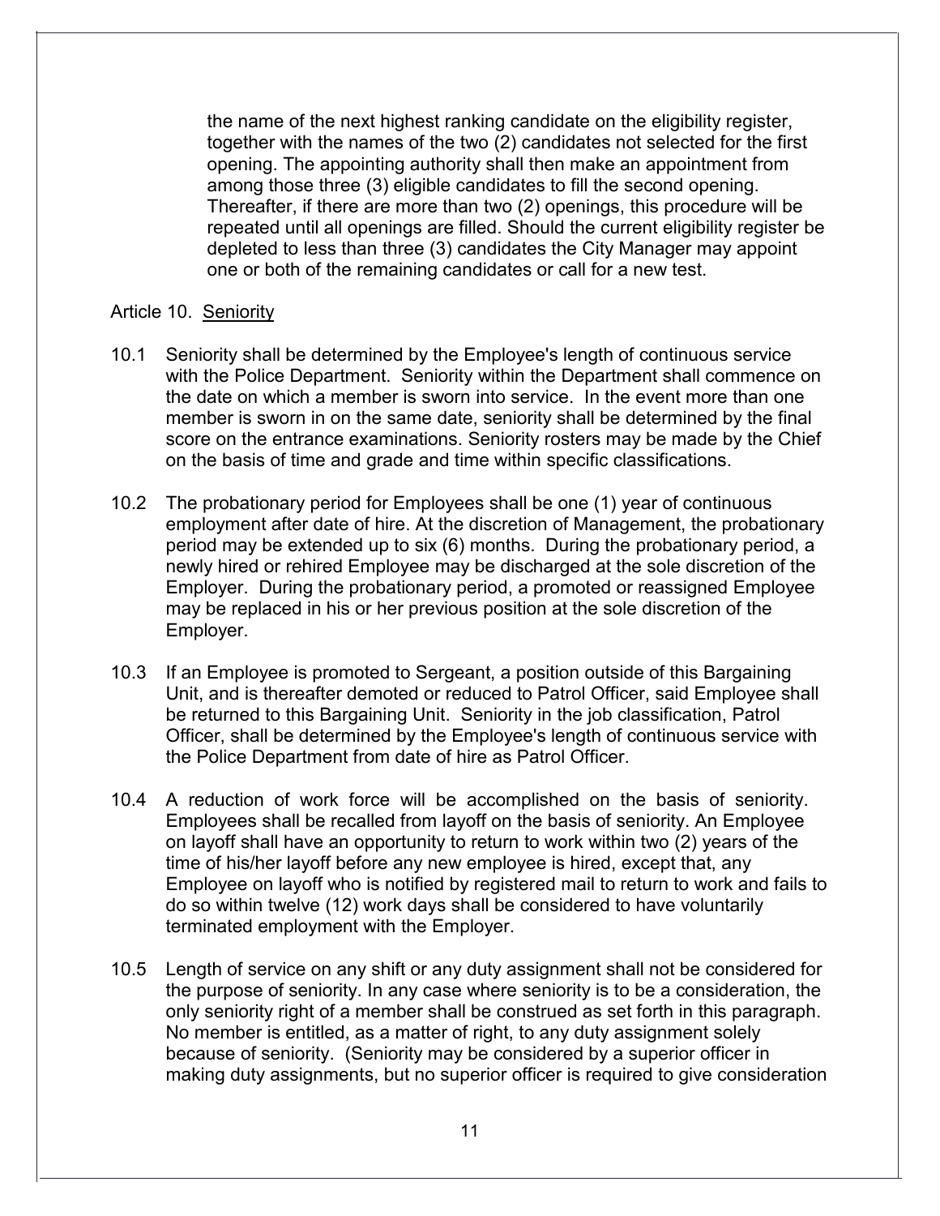the name of the next highest ranking candidate on the eligibility register, together with the names of the two (2) candidates not selected for the first opening. The appointing authority shall then make an appointment from among those three (3) eligible candidates to fill the second opening. Thereafter, if there are more than two (2) openings, this procedure will be repeated until all openings are filled. Should the current eligibility register be depleted to less than three (3) candidates the City Manager may appoint one or both of the remaining candidates or call for a new test.

## Article 10. Seniority

10.1 Seniority shall be determined by the Employee's length of continuous service with the Police Department. Seniority within the Department shall commence on the date on which a member is sworn into service. In the event more than one member is sworn in on the same date, seniority shall be determined by the final score on the entrance examinations. Seniority rosters may be made by the Chief on the basis of time and grade and time within specific classifications.

10.2 The probationary period for Employees shall be one (1) year of continuous employment after date of hire. At the discretion of Management, the probationary period may be extended up to six (6) months. During the probationary period, a newly hired or rehired Employee may be discharged at the sole discretion of the Employer. During the probationary period, a promoted or reassigned Employee may be replaced in his or her previous position at the sole discretion of the Employer.

10.3 If an Employee is promoted to Sergeant, a position outside of this Bargaining Unit, and is thereafter demoted or reduced to Patrol Officer, said Employee shall be returned to this Bargaining Unit. Seniority in the job classification, Patrol Officer, shall be determined by the Employee's length of continuous service with the Police Department from date of hire as Patrol Officer.

10.4 A reduction of work force will be accomplished on the basis of seniority. Employees shall be recalled from layoff on the basis of seniority. An Employee on layoff shall have an opportunity to return to work within two (2) years of the time of his/her layoff before any new employee is hired, except that, any Employee on layoff who is notified by registered mail to return to work and fails to do so within twelve (12) work days shall be considered to have voluntarily terminated employment with the Employer.

10.5 Length of service on any shift or any duty assignment shall not be considered for the purpose of seniority. In any case where seniority is to be a consideration, the only seniority right of a member shall be construed as set forth in this paragraph. No member is entitled, as a matter of right, to any duty assignment solely because of seniority. (Seniority may be considered by a superior officer in making duty assignments, but no superior officer is required to give consideration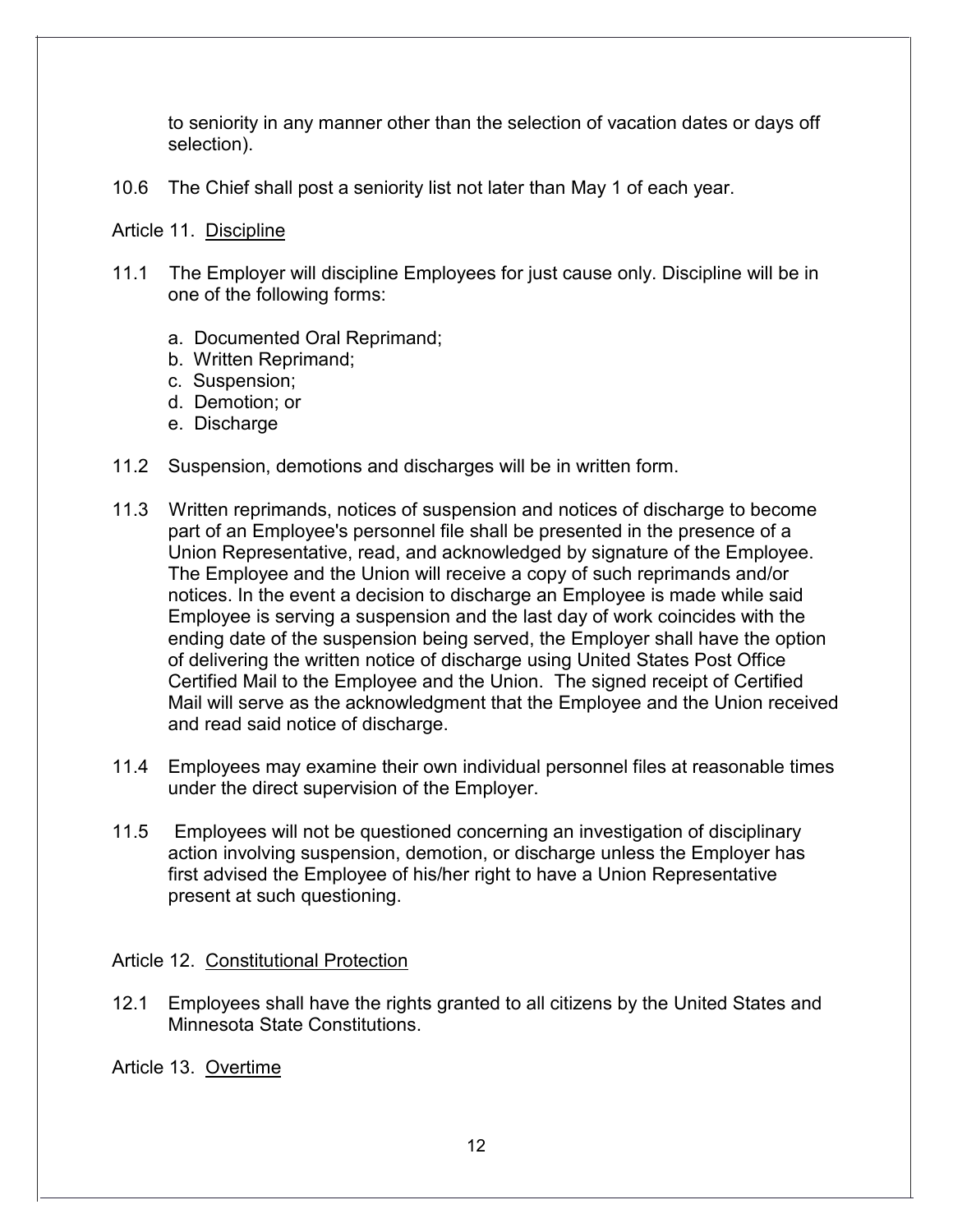to seniority in any manner other than the selection of vacation dates or days off selection).

10.6 The Chief shall post a seniority list not later than May 1 of each year.

## Article 11. Discipline

11.1 The Employer will discipline Employees for just cause only. Discipline will be in one of the following forms:

a. Documented Oral Reprimand;
b. Written Reprimand;
c. Suspension;
d. Demotion; or
e. Discharge

11.2 Suspension, demotions and discharges will be in written form.

11.3 Written reprimands, notices of suspension and notices of discharge to become part of an Employee's personnel file shall be presented in the presence of a Union Representative, read, and acknowledged by signature of the Employee. The Employee and the Union will receive a copy of such reprimands and/or notices. In the event a decision to discharge an Employee is made while said Employee is serving a suspension and the last day of work coincides with the ending date of the suspension being served, the Employer shall have the option of delivering the written notice of discharge using United States Post Office Certified Mail to the Employee and the Union. The signed receipt of Certified Mail will serve as the acknowledgment that the Employee and the Union received and read said notice of discharge.

11.4 Employees may examine their own individual personnel files at reasonable times under the direct supervision of the Employer.

11.5 Employees will not be questioned concerning an investigation of disciplinary action involving suspension, demotion, or discharge unless the Employer has first advised the Employee of his/her right to have a Union Representative present at such questioning.

## Article 12. Constitutional Protection

12.1 Employees shall have the rights granted to all citizens by the United States and Minnesota State Constitutions.

## Article 13. Overtime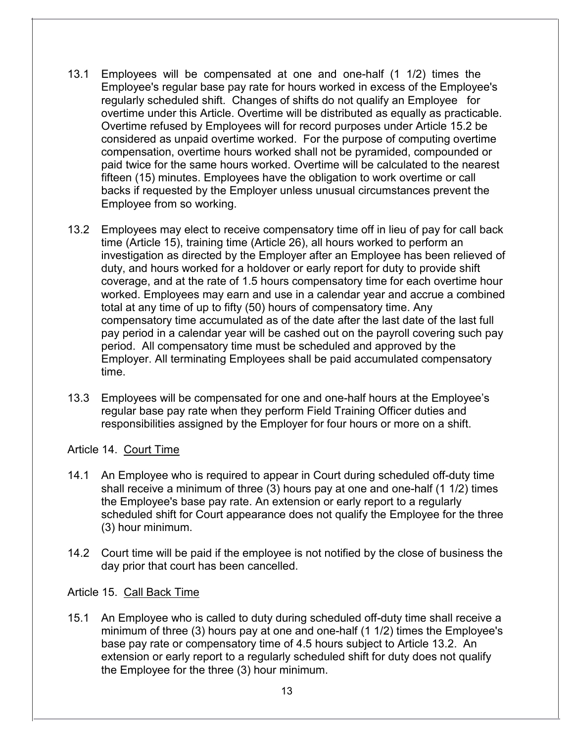13.1 Employees will be compensated at one and one-half (1 1/2) times the Employee's regular base pay rate for hours worked in excess of the Employee's regularly scheduled shift. Changes of shifts do not qualify an Employee for overtime under this Article. Overtime will be distributed as equally as practicable. Overtime refused by Employees will for record purposes under Article 15.2 be considered as unpaid overtime worked. For the purpose of computing overtime compensation, overtime hours worked shall not be pyramided, compounded or paid twice for the same hours worked. Overtime will be calculated to the nearest fifteen (15) minutes. Employees have the obligation to work overtime or call backs if requested by the Employer unless unusual circumstances prevent the Employee from so working.

13.2 Employees may elect to receive compensatory time off in lieu of pay for call back time (Article 15), training time (Article 26), all hours worked to perform an investigation as directed by the Employer after an Employee has been relieved of duty, and hours worked for a holdover or early report for duty to provide shift coverage, and at the rate of 1.5 hours compensatory time for each overtime hour worked. Employees may earn and use in a calendar year and accrue a combined total at any time of up to fifty (50) hours of compensatory time. Any compensatory time accumulated as of the date after the last date of the last full pay period in a calendar year will be cashed out on the payroll covering such pay period. All compensatory time must be scheduled and approved by the Employer. All terminating Employees shall be paid accumulated compensatory time.

13.3 Employees will be compensated for one and one-half hours at the Employee's regular base pay rate when they perform Field Training Officer duties and responsibilities assigned by the Employer for four hours or more on a shift.

Article 14. Court Time

14.1 An Employee who is required to appear in Court during scheduled off-duty time shall receive a minimum of three (3) hours pay at one and one-half (1 1/2) times the Employee's base pay rate. An extension or early report to a regularly scheduled shift for Court appearance does not qualify the Employee for the three (3) hour minimum.

14.2 Court time will be paid if the employee is not notified by the close of business the day prior that court has been cancelled.

Article 15. Call Back Time

15.1 An Employee who is called to duty during scheduled off-duty time shall receive a minimum of three (3) hours pay at one and one-half (1 1/2) times the Employee's base pay rate or compensatory time of 4.5 hours subject to Article 13.2. An extension or early report to a regularly scheduled shift for duty does not qualify the Employee for the three (3) hour minimum.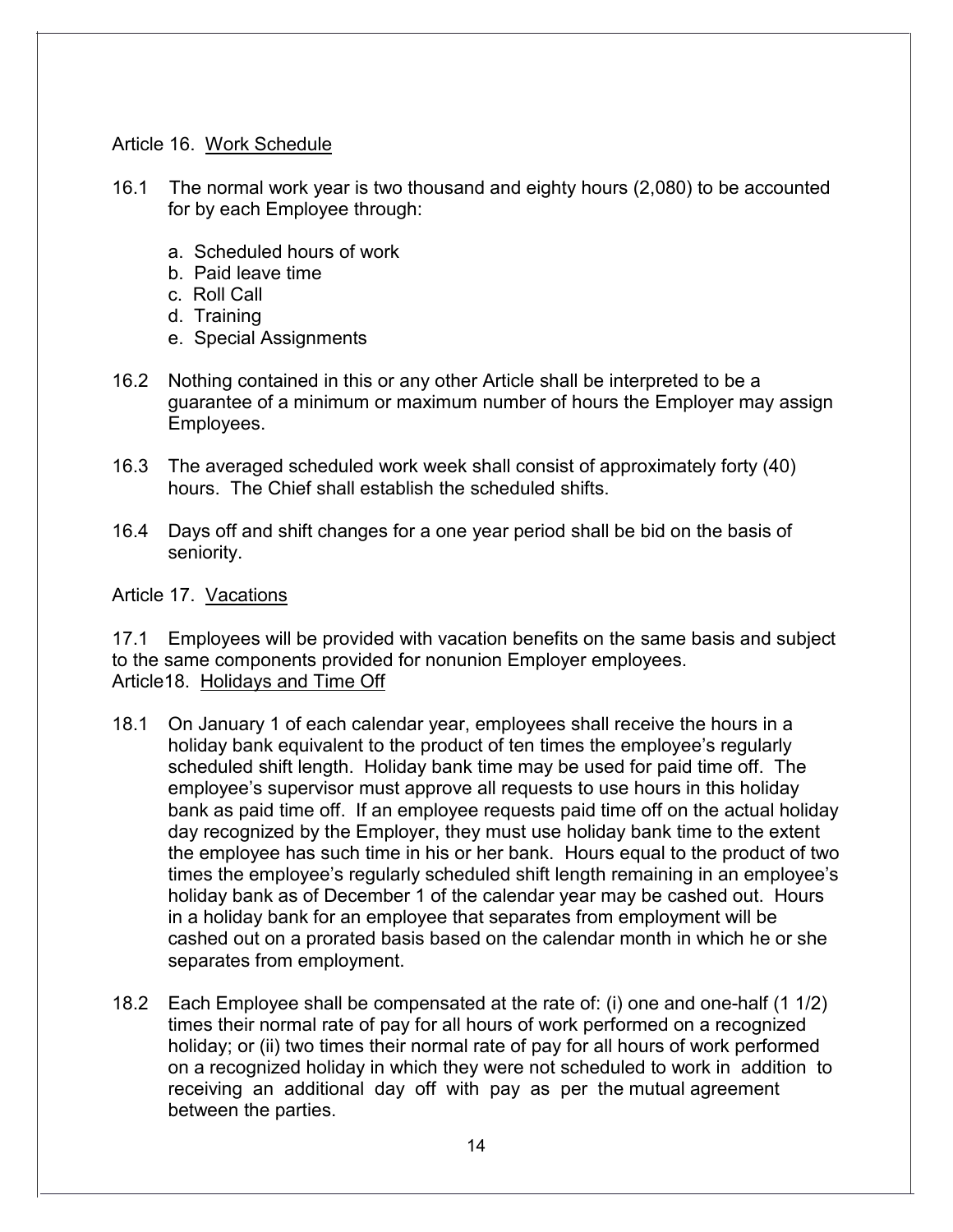## Article 16. Work Schedule

16.1 The normal work year is two thousand and eighty hours (2,080) to be accounted for by each Employee through:

- a. Scheduled hours of work
- b. Paid leave time
- c. Roll Call
- d. Training
- e. Special Assignments

16.2 Nothing contained in this or any other Article shall be interpreted to be a guarantee of a minimum or maximum number of hours the Employer may assign Employees.

16.3 The averaged scheduled work week shall consist of approximately forty (40) hours. The Chief shall establish the scheduled shifts.

16.4 Days off and shift changes for a one year period shall be bid on the basis of seniority.

## Article 17. Vacations

17.1 Employees will be provided with vacation benefits on the same basis and subject to the same components provided for nonunion Employer employees.

## Article18. Holidays and Time Off

18.1 On January 1 of each calendar year, employees shall receive the hours in a holiday bank equivalent to the product of ten times the employee's regularly scheduled shift length. Holiday bank time may be used for paid time off. The employee's supervisor must approve all requests to use hours in this holiday bank as paid time off. If an employee requests paid time off on the actual holiday day recognized by the Employer, they must use holiday bank time to the extent the employee has such time in his or her bank. Hours equal to the product of two times the employee's regularly scheduled shift length remaining in an employee's holiday bank as of December 1 of the calendar year may be cashed out. Hours in a holiday bank for an employee that separates from employment will be cashed out on a prorated basis based on the calendar month in which he or she separates from employment.

18.2 Each Employee shall be compensated at the rate of: (i) one and one-half (1 1/2) times their normal rate of pay for all hours of work performed on a recognized holiday; or (ii) two times their normal rate of pay for all hours of work performed on a recognized holiday in which they were not scheduled to work in addition to receiving an additional day off with pay as per the mutual agreement between the parties.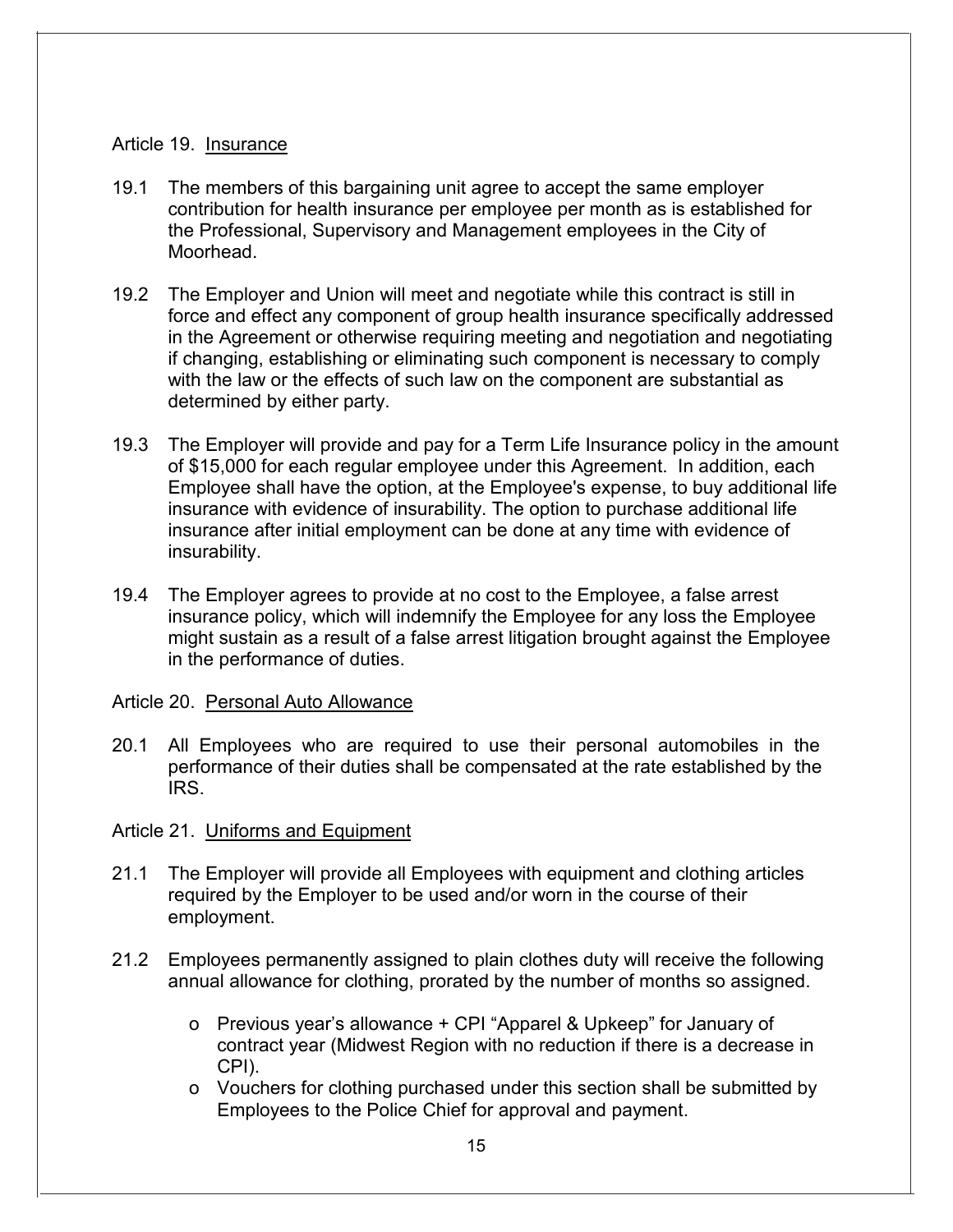## Article 19. Insurance

19.1 The members of this bargaining unit agree to accept the same employer contribution for health insurance per employee per month as is established for the Professional, Supervisory and Management employees in the City of Moorhead.

19.2 The Employer and Union will meet and negotiate while this contract is still in force and effect any component of group health insurance specifically addressed in the Agreement or otherwise requiring meeting and negotiation and negotiating if changing, establishing or eliminating such component is necessary to comply with the law or the effects of such law on the component are substantial as determined by either party.

19.3 The Employer will provide and pay for a Term Life Insurance policy in the amount of $15,000 for each regular employee under this Agreement. In addition, each Employee shall have the option, at the Employee's expense, to buy additional life insurance with evidence of insurability. The option to purchase additional life insurance after initial employment can be done at any time with evidence of insurability.

19.4 The Employer agrees to provide at no cost to the Employee, a false arrest insurance policy, which will indemnify the Employee for any loss the Employee might sustain as a result of a false arrest litigation brought against the Employee in the performance of duties.

## Article 20. Personal Auto Allowance

20.1 All Employees who are required to use their personal automobiles in the performance of their duties shall be compensated at the rate established by the IRS.

## Article 21. Uniforms and Equipment

21.1 The Employer will provide all Employees with equipment and clothing articles required by the Employer to be used and/or worn in the course of their employment.

21.2 Employees permanently assigned to plain clothes duty will receive the following annual allowance for clothing, prorated by the number of months so assigned.

- Previous year's allowance + CPI "Apparel & Upkeep" for January of contract year (Midwest Region with no reduction if there is a decrease in CPI).
- Vouchers for clothing purchased under this section shall be submitted by Employees to the Police Chief for approval and payment.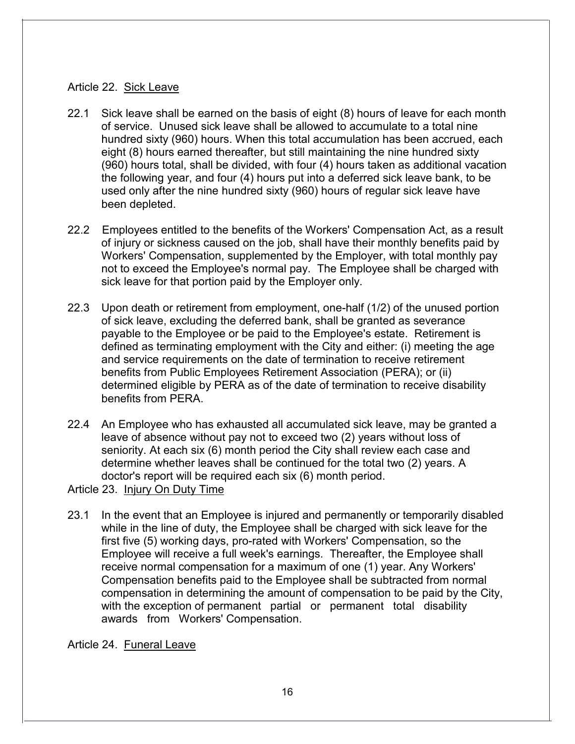## Article 22. Sick Leave

22.1 Sick leave shall be earned on the basis of eight (8) hours of leave for each month of service. Unused sick leave shall be allowed to accumulate to a total nine hundred sixty (960) hours. When this total accumulation has been accrued, each eight (8) hours earned thereafter, but still maintaining the nine hundred sixty (960) hours total, shall be divided, with four (4) hours taken as additional vacation the following year, and four (4) hours put into a deferred sick leave bank, to be used only after the nine hundred sixty (960) hours of regular sick leave have been depleted.

22.2 Employees entitled to the benefits of the Workers' Compensation Act, as a result of injury or sickness caused on the job, shall have their monthly benefits paid by Workers' Compensation, supplemented by the Employer, with total monthly pay not to exceed the Employee's normal pay. The Employee shall be charged with sick leave for that portion paid by the Employer only.

22.3 Upon death or retirement from employment, one-half (1/2) of the unused portion of sick leave, excluding the deferred bank, shall be granted as severance payable to the Employee or be paid to the Employee's estate. Retirement is defined as terminating employment with the City and either: (i) meeting the age and service requirements on the date of termination to receive retirement benefits from Public Employees Retirement Association (PERA); or (ii) determined eligible by PERA as of the date of termination to receive disability benefits from PERA.

22.4 An Employee who has exhausted all accumulated sick leave, may be granted a leave of absence without pay not to exceed two (2) years without loss of seniority. At each six (6) month period the City shall review each case and determine whether leaves shall be continued for the total two (2) years. A doctor's report will be required each six (6) month period.

## Article 23. Injury On Duty Time

23.1 In the event that an Employee is injured and permanently or temporarily disabled while in the line of duty, the Employee shall be charged with sick leave for the first five (5) working days, pro-rated with Workers' Compensation, so the Employee will receive a full week's earnings. Thereafter, the Employee shall receive normal compensation for a maximum of one (1) year. Any Workers' Compensation benefits paid to the Employee shall be subtracted from normal compensation in determining the amount of compensation to be paid by the City, with the exception of permanent partial or permanent total disability awards from Workers' Compensation.

## Article 24. Funeral Leave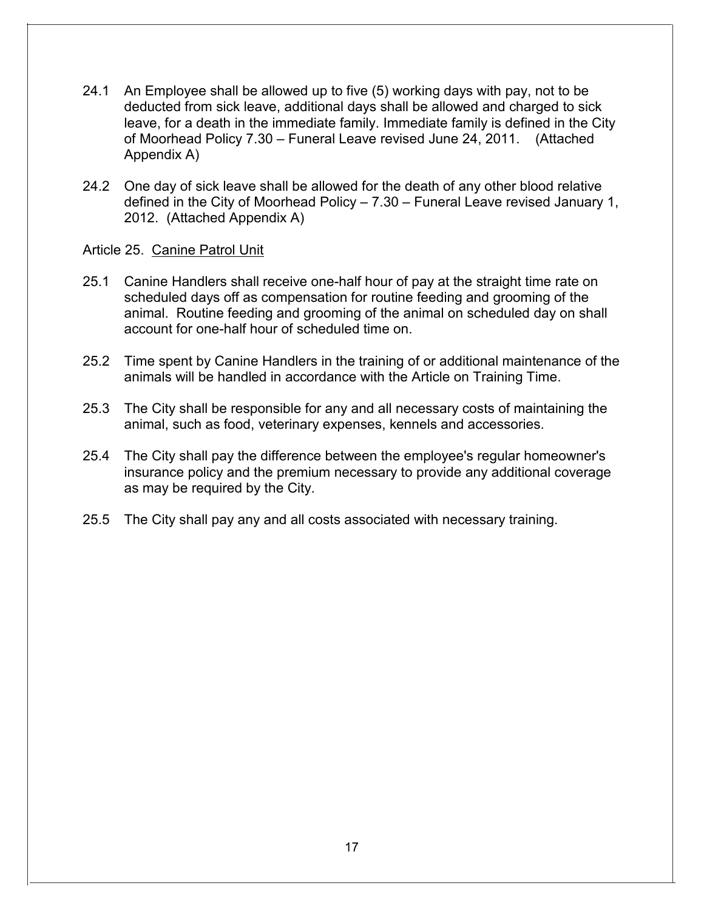24.1 An Employee shall be allowed up to five (5) working days with pay, not to be deducted from sick leave, additional days shall be allowed and charged to sick leave, for a death in the immediate family. Immediate family is defined in the City of Moorhead Policy 7.30 – Funeral Leave revised June 24, 2011. (Attached Appendix A)

24.2 One day of sick leave shall be allowed for the death of any other blood relative defined in the City of Moorhead Policy – 7.30 – Funeral Leave revised January 1, 2012. (Attached Appendix A)

Article 25. Canine Patrol Unit

25.1 Canine Handlers shall receive one-half hour of pay at the straight time rate on scheduled days off as compensation for routine feeding and grooming of the animal. Routine feeding and grooming of the animal on scheduled day on shall account for one-half hour of scheduled time on.

25.2 Time spent by Canine Handlers in the training of or additional maintenance of the animals will be handled in accordance with the Article on Training Time.

25.3 The City shall be responsible for any and all necessary costs of maintaining the animal, such as food, veterinary expenses, kennels and accessories.

25.4 The City shall pay the difference between the employee's regular homeowner's insurance policy and the premium necessary to provide any additional coverage as may be required by the City.

25.5 The City shall pay any and all costs associated with necessary training.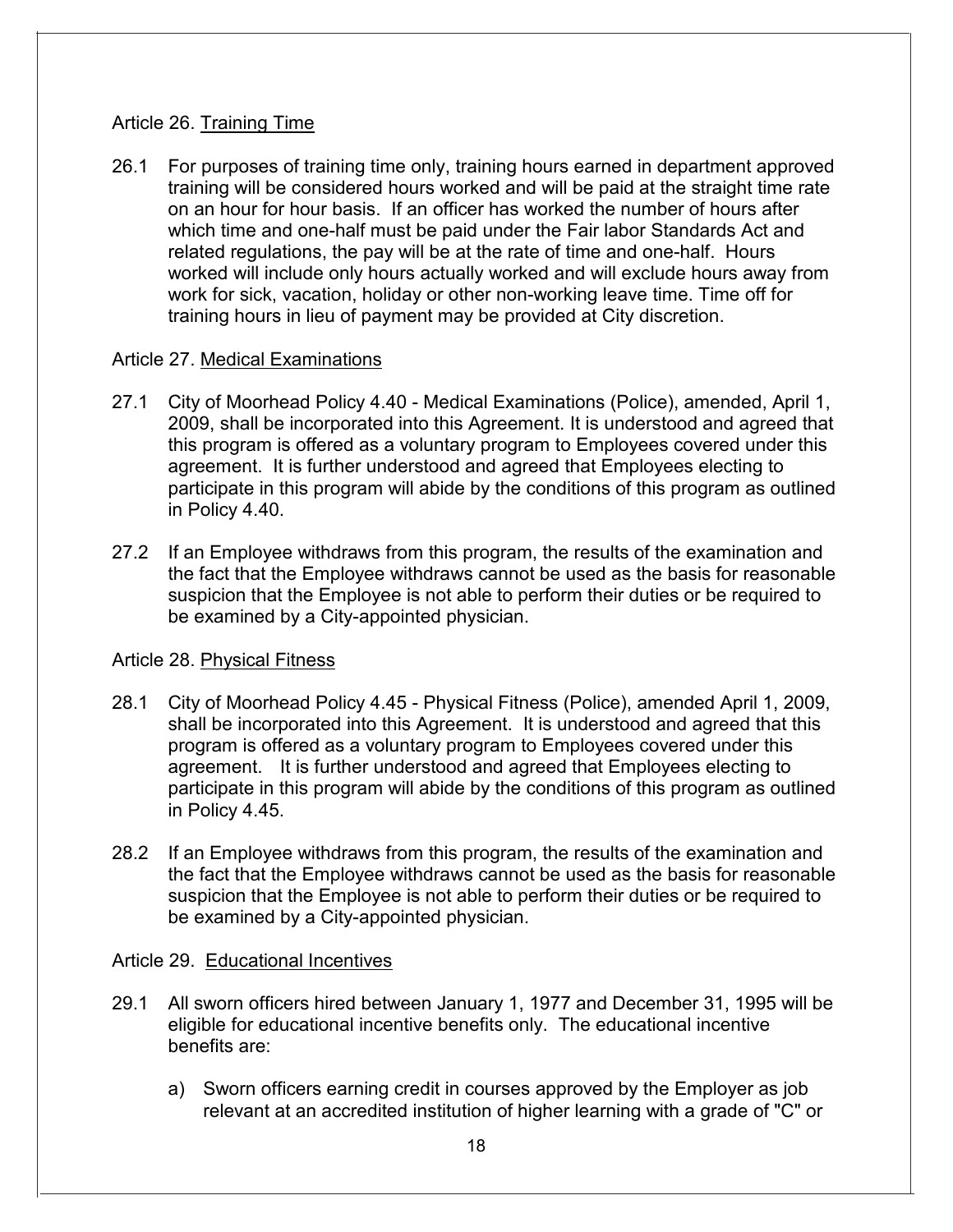Article 26. <u>Training Time</u>

26.1 For purposes of training time only, training hours earned in department approved training will be considered hours worked and will be paid at the straight time rate on an hour for hour basis. If an officer has worked the number of hours after which time and one-half must be paid under the Fair labor Standards Act and related regulations, the pay will be at the rate of time and one-half. Hours worked will include only hours actually worked and will exclude hours away from work for sick, vacation, holiday or other non-working leave time. Time off for training hours in lieu of payment may be provided at City discretion.

Article 27. <u>Medical Examinations</u>

27.1 City of Moorhead Policy 4.40 - Medical Examinations (Police), amended, April 1, 2009, shall be incorporated into this Agreement. It is understood and agreed that this program is offered as a voluntary program to Employees covered under this agreement. It is further understood and agreed that Employees electing to participate in this program will abide by the conditions of this program as outlined in Policy 4.40.

27.2 If an Employee withdraws from this program, the results of the examination and the fact that the Employee withdraws cannot be used as the basis for reasonable suspicion that the Employee is not able to perform their duties or be required to be examined by a City-appointed physician.

Article 28. <u>Physical Fitness</u>

28.1 City of Moorhead Policy 4.45 - Physical Fitness (Police), amended April 1, 2009, shall be incorporated into this Agreement. It is understood and agreed that this program is offered as a voluntary program to Employees covered under this agreement. It is further understood and agreed that Employees electing to participate in this program will abide by the conditions of this program as outlined in Policy 4.45.

28.2 If an Employee withdraws from this program, the results of the examination and the fact that the Employee withdraws cannot be used as the basis for reasonable suspicion that the Employee is not able to perform their duties or be required to be examined by a City-appointed physician.

Article 29. <u>Educational Incentives</u>

29.1 All sworn officers hired between January 1, 1977 and December 31, 1995 will be eligible for educational incentive benefits only. The educational incentive benefits are:

a) Sworn officers earning credit in courses approved by the Employer as job relevant at an accredited institution of higher learning with a grade of "C" or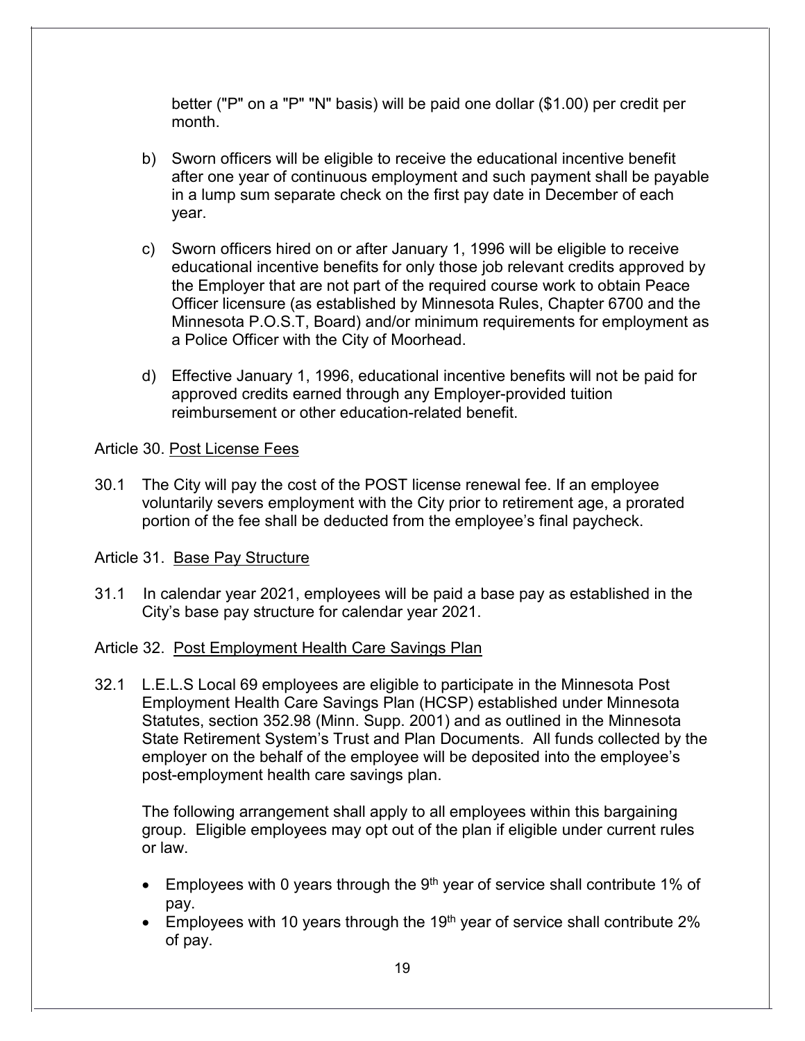better ("P" on a "P" "N" basis) will be paid one dollar ($1.00) per credit per month.

b) Sworn officers will be eligible to receive the educational incentive benefit after one year of continuous employment and such payment shall be payable in a lump sum separate check on the first pay date in December of each year.

c) Sworn officers hired on or after January 1, 1996 will be eligible to receive educational incentive benefits for only those job relevant credits approved by the Employer that are not part of the required course work to obtain Peace Officer licensure (as established by Minnesota Rules, Chapter 6700 and the Minnesota P.O.S.T, Board) and/or minimum requirements for employment as a Police Officer with the City of Moorhead.

d) Effective January 1, 1996, educational incentive benefits will not be paid for approved credits earned through any Employer-provided tuition reimbursement or other education-related benefit.

Article 30. <u>Post License Fees</u>

30.1 The City will pay the cost of the POST license renewal fee. If an employee voluntarily severs employment with the City prior to retirement age, a prorated portion of the fee shall be deducted from the employee's final paycheck.

Article 31. <u>Base Pay Structure</u>

31.1 In calendar year 2021, employees will be paid a base pay as established in the City's base pay structure for calendar year 2021.

Article 32. <u>Post Employment Health Care Savings Plan</u>

32.1 L.E.L.S Local 69 employees are eligible to participate in the Minnesota Post Employment Health Care Savings Plan (HCSP) established under Minnesota Statutes, section 352.98 (Minn. Supp. 2001) and as outlined in the Minnesota State Retirement System's Trust and Plan Documents. All funds collected by the employer on the behalf of the employee will be deposited into the employee's post-employment health care savings plan.

The following arrangement shall apply to all employees within this bargaining group. Eligible employees may opt out of the plan if eligible under current rules or law.

- Employees with 0 years through the 9th year of service shall contribute 1% of pay.
- Employees with 10 years through the 19th year of service shall contribute 2% of pay.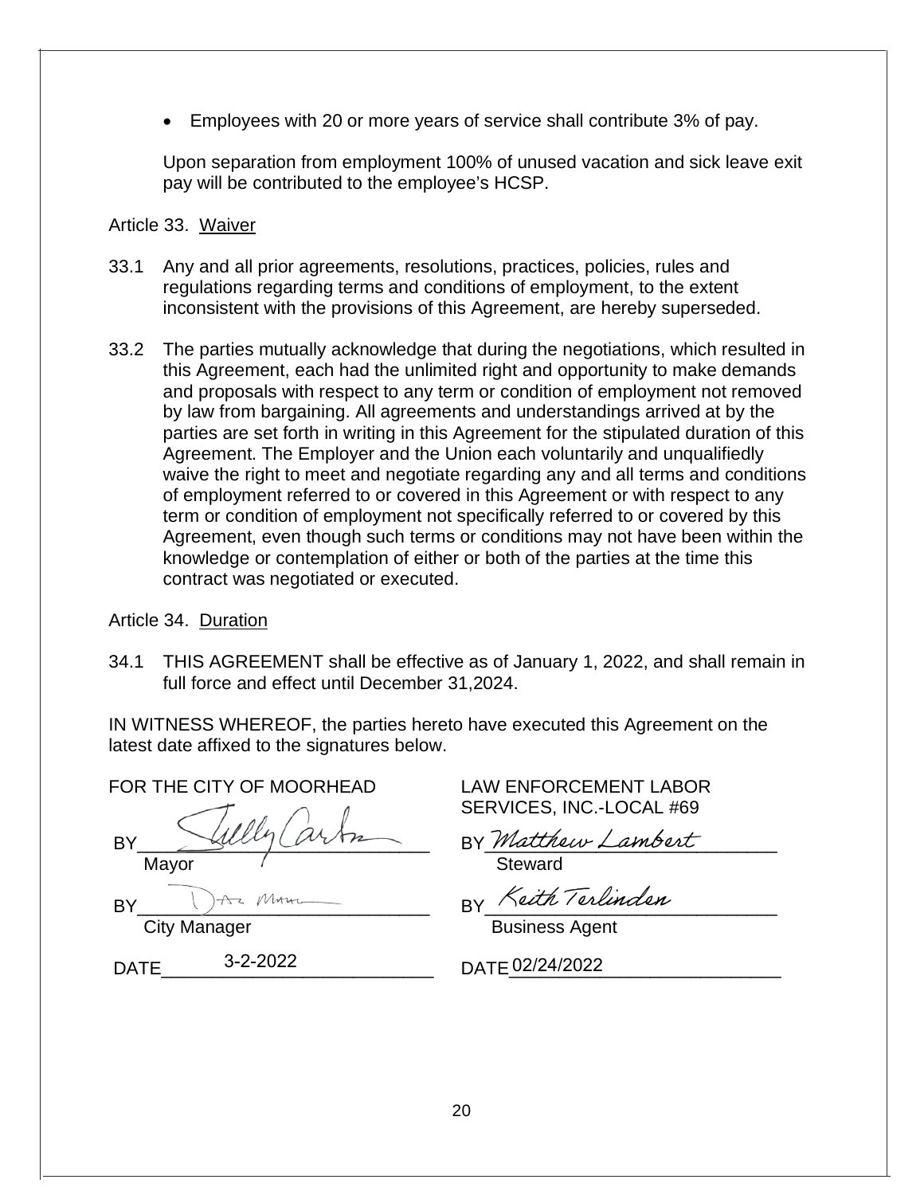- Employees with 20 or more years of service shall contribute 3% of pay.

Upon separation from employment 100% of unused vacation and sick leave exit pay will be contributed to the employee's HCSP.

Article 33. Waiver

33.1 Any and all prior agreements, resolutions, practices, policies, rules and regulations regarding terms and conditions of employment, to the extent inconsistent with the provisions of this Agreement, are hereby superseded.

33.2 The parties mutually acknowledge that during the negotiations, which resulted in this Agreement, each had the unlimited right and opportunity to make demands and proposals with respect to any term or condition of employment not removed by law from bargaining. All agreements and understandings arrived at by the parties are set forth in writing in this Agreement for the stipulated duration of this Agreement. The Employer and the Union each voluntarily and unqualifiedly waive the right to meet and negotiate regarding any and all terms and conditions of employment referred to or covered in this Agreement or with respect to any term or condition of employment not specifically referred to or covered by this Agreement, even though such terms or conditions may not have been within the knowledge or contemplation of either or both of the parties at the time this contract was negotiated or executed.

Article 34. Duration

34.1 THIS AGREEMENT shall be effective as of January 1, 2022, and shall remain in full force and effect until December 31,2024.

IN WITNESS WHEREOF, the parties hereto have executed this Agreement on the latest date affixed to the signatures below.

FOR THE CITY OF MOORHEAD

BY Shelly Carlson
Mayor

BY Dan Mahli
City Manager

DATE 3-2-2022

LAW ENFORCEMENT LABOR SERVICES, INC.-LOCAL #69

BY Matthew Lambert
Steward

BY Keith Terlinden
Business Agent

DATE 02/24/2022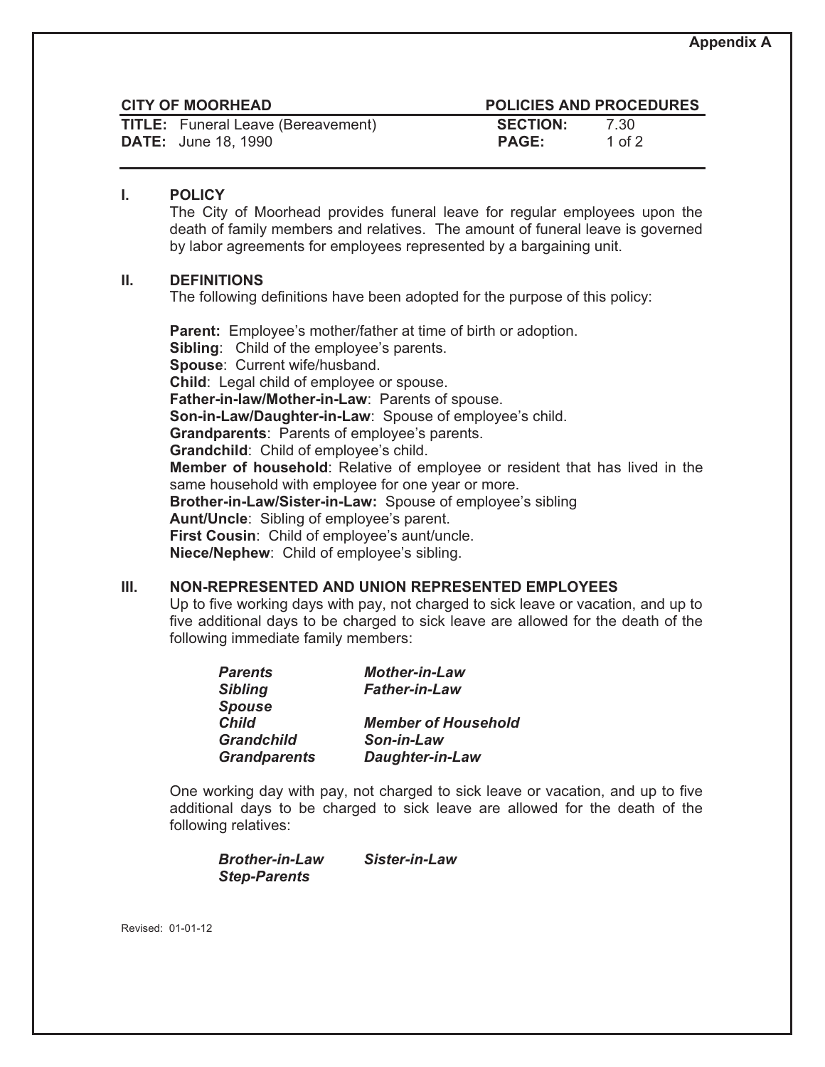Appendix A

| CITY OF MOORHEAD | POLICIES AND PROCEDURES | |
|---|---|---|
| **TITLE:** Funeral Leave (Bereavement) | **SECTION:** | 7.30 |
| **DATE:** June 18, 1990 | **PAGE:** | 1 of 2 |

## I. POLICY

The City of Moorhead provides funeral leave for regular employees upon the death of family members and relatives. The amount of funeral leave is governed by labor agreements for employees represented by a bargaining unit.

## II. DEFINITIONS

The following definitions have been adopted for the purpose of this policy:

**Parent:** Employee's mother/father at time of birth or adoption.
**Sibling**: Child of the employee's parents.
**Spouse**: Current wife/husband.
**Child**: Legal child of employee or spouse.
**Father-in-law/Mother-in-Law**: Parents of spouse.
**Son-in-Law/Daughter-in-Law**: Spouse of employee's child.
**Grandparents**: Parents of employee's parents.
**Grandchild**: Child of employee's child.
**Member of household**: Relative of employee or resident that has lived in the same household with employee for one year or more.
**Brother-in-Law/Sister-in-Law:** Spouse of employee's sibling
**Aunt/Uncle**: Sibling of employee's parent.
**First Cousin**: Child of employee's aunt/uncle.
**Niece/Nephew**: Child of employee's sibling.

## III. NON-REPRESENTED AND UNION REPRESENTED EMPLOYEES

Up to five working days with pay, not charged to sick leave or vacation, and up to five additional days to be charged to sick leave are allowed for the death of the following immediate family members:

| | |
|---|---|
| ***Parents*** | ***Mother-in-Law*** |
| ***Sibling*** | ***Father-in-Law*** |
| ***Spouse*** | |
| ***Child*** | ***Member of Household*** |
| ***Grandchild*** | ***Son-in-Law*** |
| ***Grandparents*** | ***Daughter-in-Law*** |

One working day with pay, not charged to sick leave or vacation, and up to five additional days to be charged to sick leave are allowed for the death of the following relatives:

| | |
|---|---|
| ***Brother-in-Law*** | ***Sister-in-Law*** |
| ***Step-Parents*** | |

Revised: 01-01-12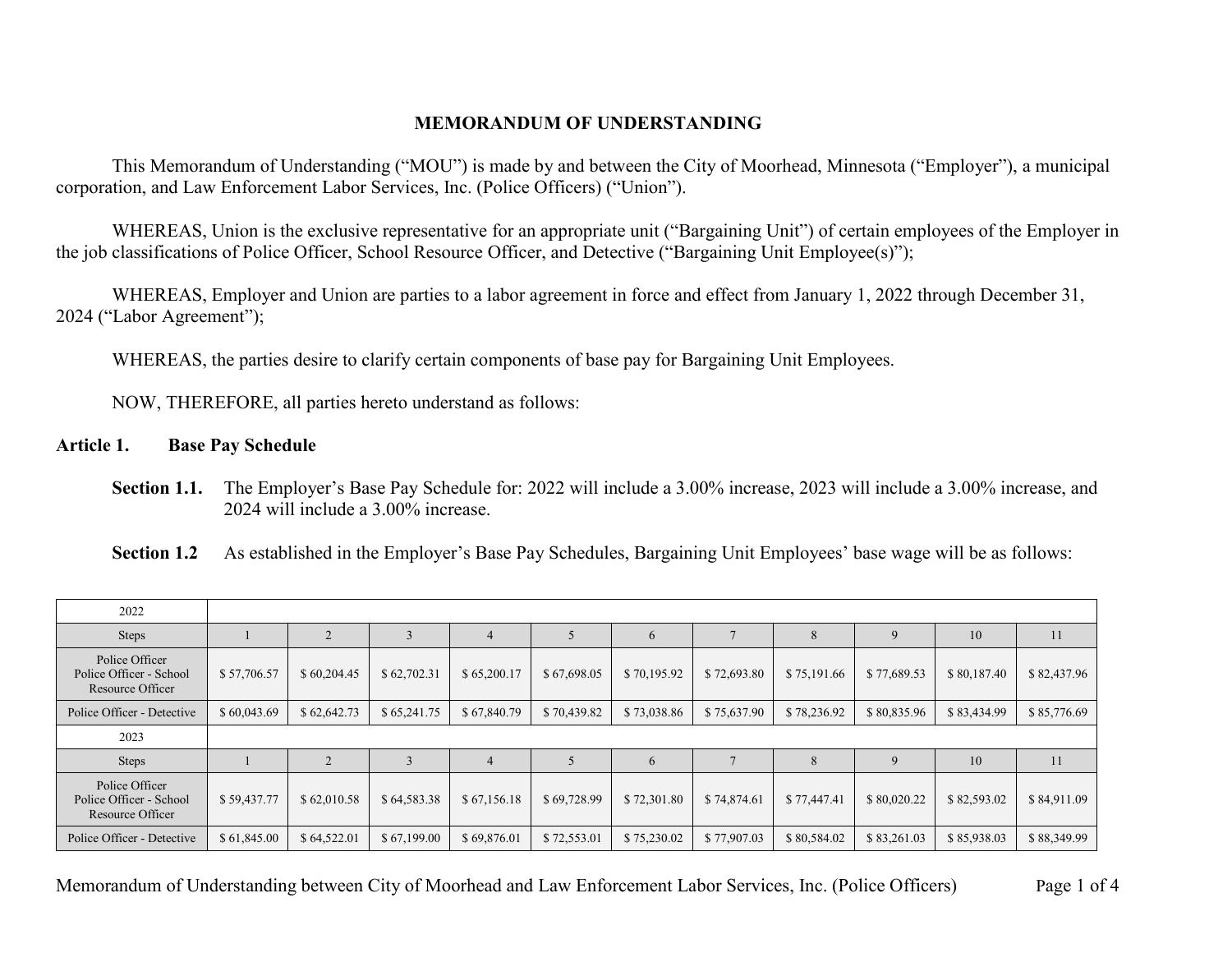# MEMORANDUM OF UNDERSTANDING

This Memorandum of Understanding ("MOU") is made by and between the City of Moorhead, Minnesota ("Employer"), a municipal corporation, and Law Enforcement Labor Services, Inc. (Police Officers) ("Union").

WHEREAS, Union is the exclusive representative for an appropriate unit ("Bargaining Unit") of certain employees of the Employer in the job classifications of Police Officer, School Resource Officer, and Detective ("Bargaining Unit Employee(s)");

WHEREAS, Employer and Union are parties to a labor agreement in force and effect from January 1, 2022 through December 31, 2024 ("Labor Agreement");

WHEREAS, the parties desire to clarify certain components of base pay for Bargaining Unit Employees.

NOW, THEREFORE, all parties hereto understand as follows:

## Article 1. Base Pay Schedule

**Section 1.1.** The Employer's Base Pay Schedule for: 2022 will include a 3.00% increase, 2023 will include a 3.00% increase, and 2024 will include a 3.00% increase.

**Section 1.2** As established in the Employer's Base Pay Schedules, Bargaining Unit Employees' base wage will be as follows:

| 2022 | | | | | | | | | | | |
|---|---|---|---|---|---|---|---|---|---|---|---|
| Steps | 1 | 2 | 3 | 4 | 5 | 6 | 7 | 8 | 9 | 10 | 11 |
| Police Officer<br>Police Officer - School Resource Officer | $ 57,706.57 | $ 60,204.45 | $ 62,702.31 | $ 65,200.17 | $ 67,698.05 | $ 70,195.92 | $ 72,693.80 | $ 75,191.66 | $ 77,689.53 | $ 80,187.40 | $ 82,437.96 |
| Police Officer - Detective | $ 60,043.69 | $ 62,642.73 | $ 65,241.75 | $ 67,840.79 | $ 70,439.82 | $ 73,038.86 | $ 75,637.90 | $ 78,236.92 | $ 80,835.96 | $ 83,434.99 | $ 85,776.69 |
| 2023 | | | | | | | | | | | |
| Steps | 1 | 2 | 3 | 4 | 5 | 6 | 7 | 8 | 9 | 10 | 11 |
| Police Officer<br>Police Officer - School Resource Officer | $ 59,437.77 | $ 62,010.58 | $ 64,583.38 | $ 67,156.18 | $ 69,728.99 | $ 72,301.80 | $ 74,874.61 | $ 77,447.41 | $ 80,020.22 | $ 82,593.02 | $ 84,911.09 |
| Police Officer - Detective | $ 61,845.00 | $ 64,522.01 | $ 67,199.00 | $ 69,876.01 | $ 72,553.01 | $ 75,230.02 | $ 77,907.03 | $ 80,584.02 | $ 83,261.03 | $ 85,938.03 | $ 88,349.99 |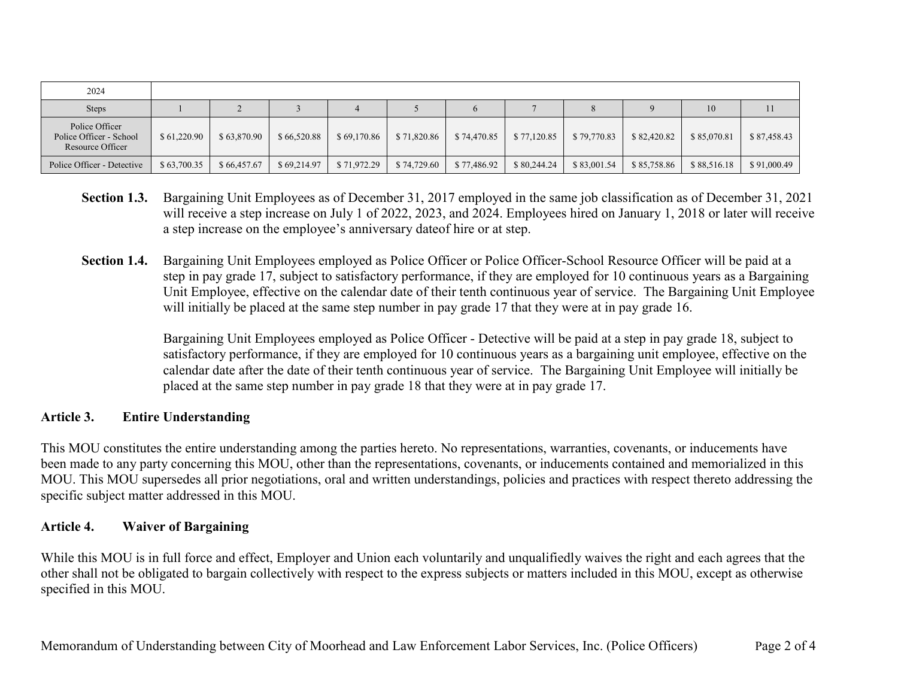| 2024 | | | | | | | | | | | |
|---|---|---|---|---|---|---|---|---|---|---|---|
| Steps | 1 | 2 | 3 | 4 | 5 | 6 | 7 | 8 | 9 | 10 | 11 |
| Police Officer Police Officer - School Resource Officer | $ 61,220.90 | $ 63,870.90 | $ 66,520.88 | $ 69,170.86 | $ 71,820.86 | $ 74,470.85 | $ 77,120.85 | $ 79,770.83 | $ 82,420.82 | $ 85,070.81 | $ 87,458.43 |
| Police Officer - Detective | $ 63,700.35 | $ 66,457.67 | $ 69,214.97 | $ 71,972.29 | $ 74,729.60 | $ 77,486.92 | $ 80,244.24 | $ 83,001.54 | $ 85,758.86 | $ 88,516.18 | $ 91,000.49 |

**Section 1.3.** Bargaining Unit Employees as of December 31, 2017 employed in the same job classification as of December 31, 2021 will receive a step increase on July 1 of 2022, 2023, and 2024. Employees hired on January 1, 2018 or later will receive a step increase on the employee's anniversary dateof hire or at step.

**Section 1.4.** Bargaining Unit Employees employed as Police Officer or Police Officer-School Resource Officer will be paid at a step in pay grade 17, subject to satisfactory performance, if they are employed for 10 continuous years as a Bargaining Unit Employee, effective on the calendar date of their tenth continuous year of service. The Bargaining Unit Employee will initially be placed at the same step number in pay grade 17 that they were at in pay grade 16.

Bargaining Unit Employees employed as Police Officer - Detective will be paid at a step in pay grade 18, subject to satisfactory performance, if they are employed for 10 continuous years as a bargaining unit employee, effective on the calendar date after the date of their tenth continuous year of service. The Bargaining Unit Employee will initially be placed at the same step number in pay grade 18 that they were at in pay grade 17.

## Article 3. Entire Understanding

This MOU constitutes the entire understanding among the parties hereto. No representations, warranties, covenants, or inducements have been made to any party concerning this MOU, other than the representations, covenants, or inducements contained and memorialized in this MOU. This MOU supersedes all prior negotiations, oral and written understandings, policies and practices with respect thereto addressing the specific subject matter addressed in this MOU.

## Article 4. Waiver of Bargaining

While this MOU is in full force and effect, Employer and Union each voluntarily and unqualifiedly waives the right and each agrees that the other shall not be obligated to bargain collectively with respect to the express subjects or matters included in this MOU, except as otherwise specified in this MOU.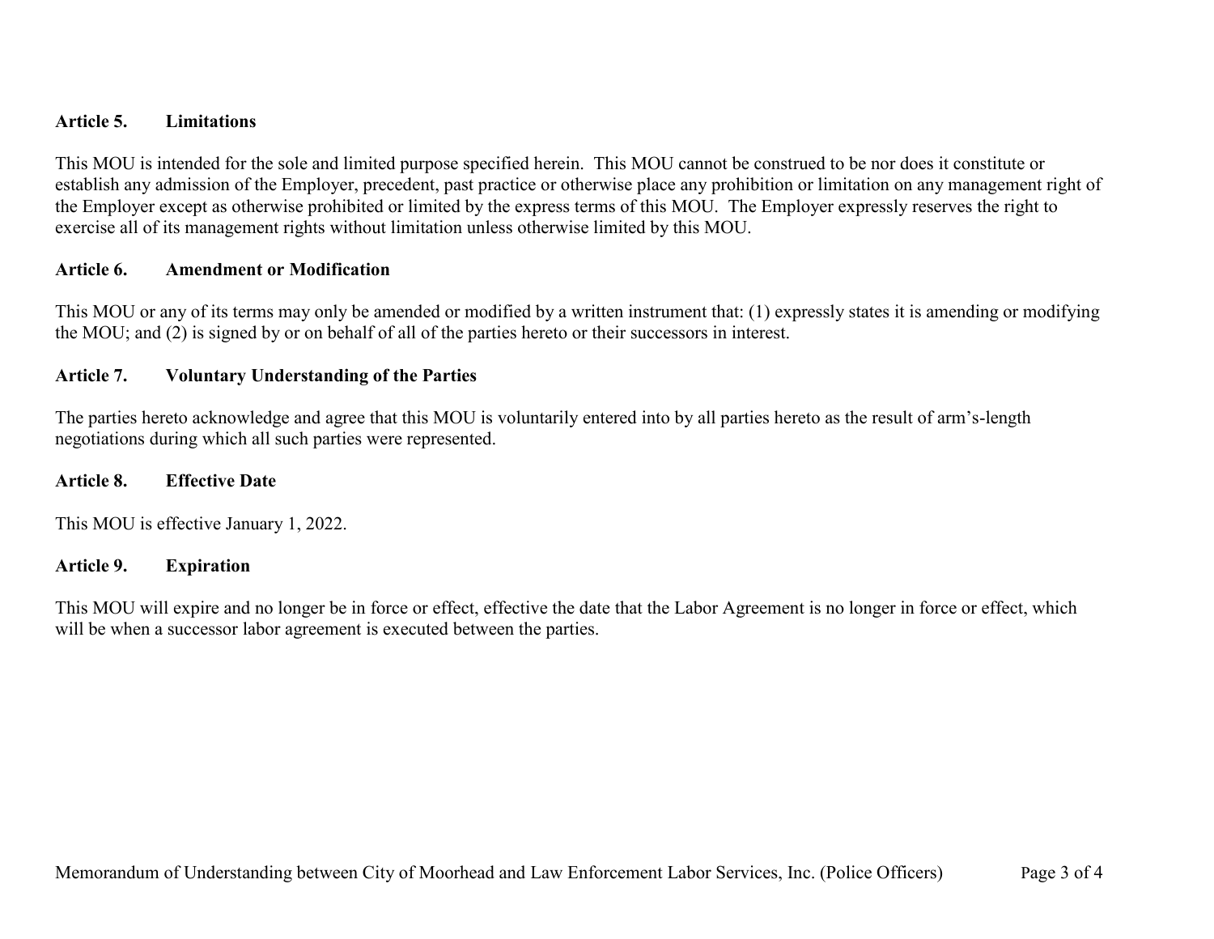**Article 5. Limitations**

This MOU is intended for the sole and limited purpose specified herein. This MOU cannot be construed to be nor does it constitute or establish any admission of the Employer, precedent, past practice or otherwise place any prohibition or limitation on any management right of the Employer except as otherwise prohibited or limited by the express terms of this MOU. The Employer expressly reserves the right to exercise all of its management rights without limitation unless otherwise limited by this MOU.

**Article 6. Amendment or Modification**

This MOU or any of its terms may only be amended or modified by a written instrument that: (1) expressly states it is amending or modifying the MOU; and (2) is signed by or on behalf of all of the parties hereto or their successors in interest.

**Article 7. Voluntary Understanding of the Parties**

The parties hereto acknowledge and agree that this MOU is voluntarily entered into by all parties hereto as the result of arm's-length negotiations during which all such parties were represented.

**Article 8. Effective Date**

This MOU is effective January 1, 2022.

**Article 9. Expiration**

This MOU will expire and no longer be in force or effect, effective the date that the Labor Agreement is no longer in force or effect, which will be when a successor labor agreement is executed between the parties.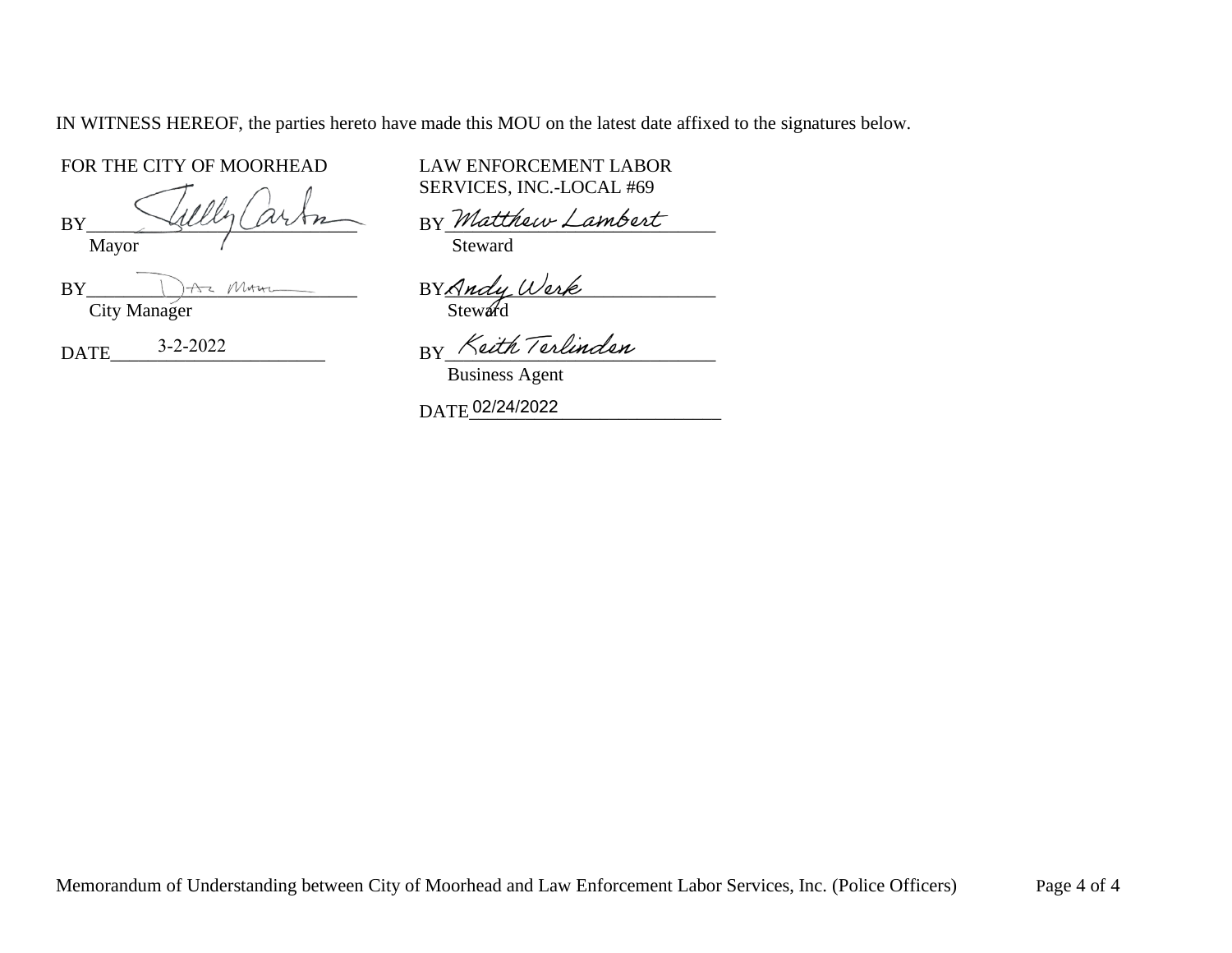IN WITNESS HEREOF, the parties hereto have made this MOU on the latest date affixed to the signatures below.

FOR THE CITY OF MOORHEAD

BY______________________________
Mayor

BY______________________________
City Manager

DATE 3-2-2022

LAW ENFORCEMENT LABOR SERVICES, INC.-LOCAL #69

BY *Matthew Lambert*
Steward

BY *Andy Werk*
Steward

BY *Keith Terlinden*
Business Agent

DATE 02/24/2022